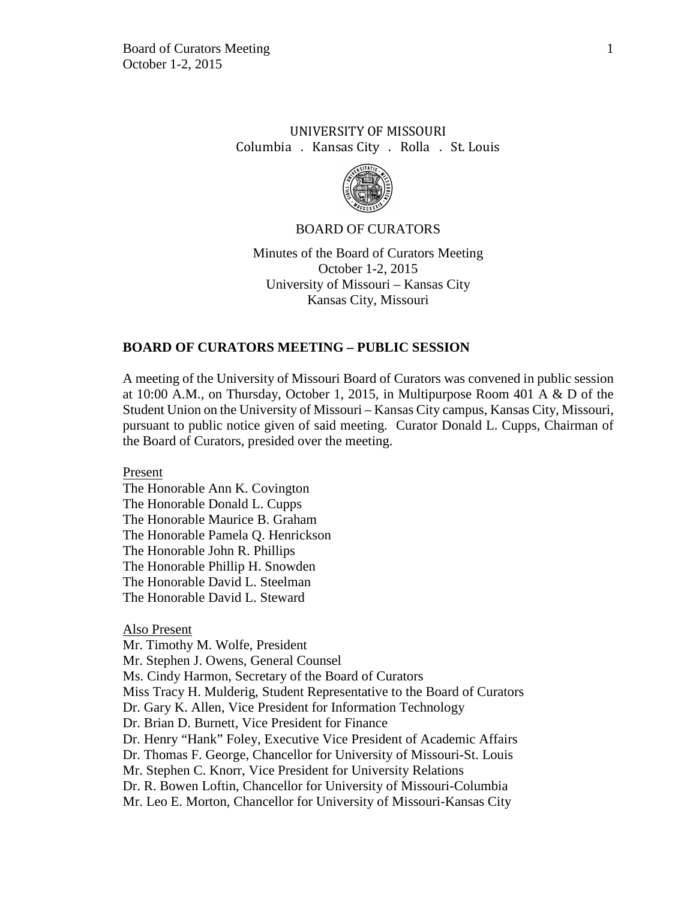UNIVERSITY OF MISSOURI
Columbia . Kansas City . Rolla . St. Louis

BOARD OF CURATORS

Minutes of the Board of Curators Meeting
October 1-2, 2015
University of Missouri – Kansas City
Kansas City, Missouri

## BOARD OF CURATORS MEETING – PUBLIC SESSION

A meeting of the University of Missouri Board of Curators was convened in public session at 10:00 A.M., on Thursday, October 1, 2015, in Multipurpose Room 401 A & D of the Student Union on the University of Missouri – Kansas City campus, Kansas City, Missouri, pursuant to public notice given of said meeting. Curator Donald L. Cupps, Chairman of the Board of Curators, presided over the meeting.

Present
The Honorable Ann K. Covington
The Honorable Donald L. Cupps
The Honorable Maurice B. Graham
The Honorable Pamela Q. Henrickson
The Honorable John R. Phillips
The Honorable Phillip H. Snowden
The Honorable David L. Steelman
The Honorable David L. Steward

Also Present
Mr. Timothy M. Wolfe, President
Mr. Stephen J. Owens, General Counsel
Ms. Cindy Harmon, Secretary of the Board of Curators
Miss Tracy H. Mulderig, Student Representative to the Board of Curators
Dr. Gary K. Allen, Vice President for Information Technology
Dr. Brian D. Burnett, Vice President for Finance
Dr. Henry "Hank" Foley, Executive Vice President of Academic Affairs
Dr. Thomas F. George, Chancellor for University of Missouri-St. Louis
Mr. Stephen C. Knorr, Vice President for University Relations
Dr. R. Bowen Loftin, Chancellor for University of Missouri-Columbia
Mr. Leo E. Morton, Chancellor for University of Missouri-Kansas City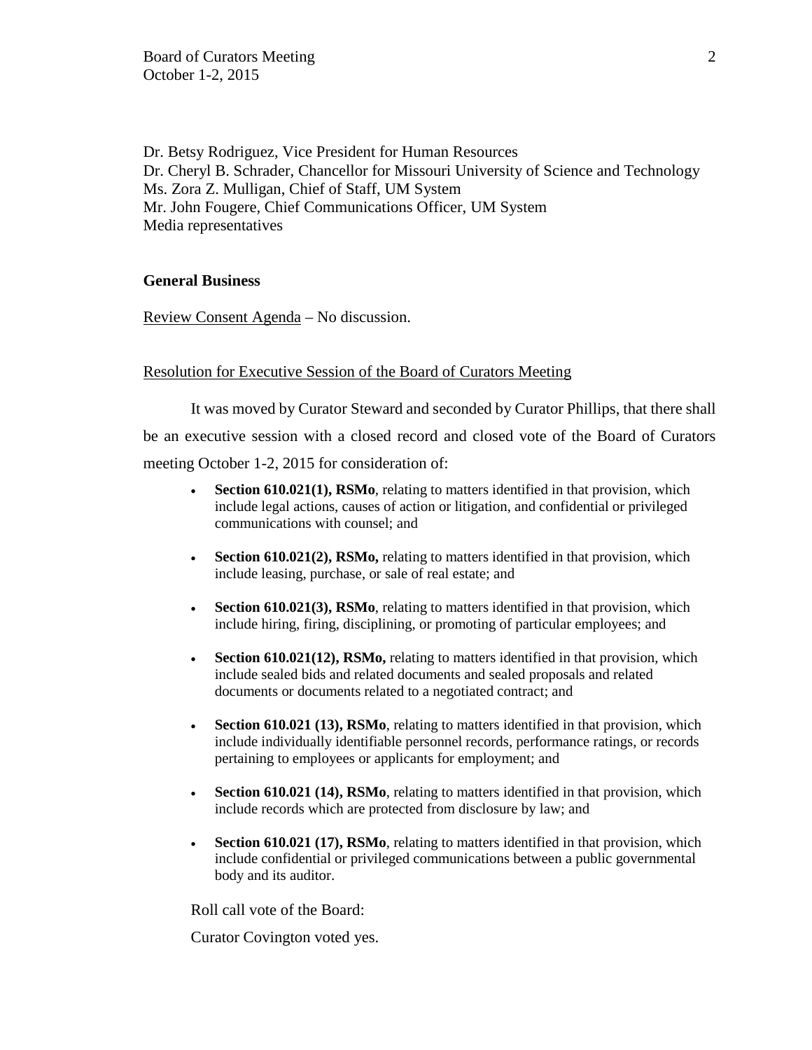Dr. Betsy Rodriguez, Vice President for Human Resources
Dr. Cheryl B. Schrader, Chancellor for Missouri University of Science and Technology
Ms. Zora Z. Mulligan, Chief of Staff, UM System
Mr. John Fougere, Chief Communications Officer, UM System
Media representatives

**General Business**

Review Consent Agenda – No discussion.

Resolution for Executive Session of the Board of Curators Meeting

It was moved by Curator Steward and seconded by Curator Phillips, that there shall be an executive session with a closed record and closed vote of the Board of Curators meeting October 1-2, 2015 for consideration of:

- **Section 610.021(1), RSMo**, relating to matters identified in that provision, which include legal actions, causes of action or litigation, and confidential or privileged communications with counsel; and
- **Section 610.021(2), RSMo,** relating to matters identified in that provision, which include leasing, purchase, or sale of real estate; and
- **Section 610.021(3), RSMo**, relating to matters identified in that provision, which include hiring, firing, disciplining, or promoting of particular employees; and
- **Section 610.021(12), RSMo,** relating to matters identified in that provision, which include sealed bids and related documents and sealed proposals and related documents or documents related to a negotiated contract; and
- **Section 610.021 (13), RSMo**, relating to matters identified in that provision, which include individually identifiable personnel records, performance ratings, or records pertaining to employees or applicants for employment; and
- **Section 610.021 (14), RSMo**, relating to matters identified in that provision, which include records which are protected from disclosure by law; and
- **Section 610.021 (17), RSMo**, relating to matters identified in that provision, which include confidential or privileged communications between a public governmental body and its auditor.

Roll call vote of the Board:

Curator Covington voted yes.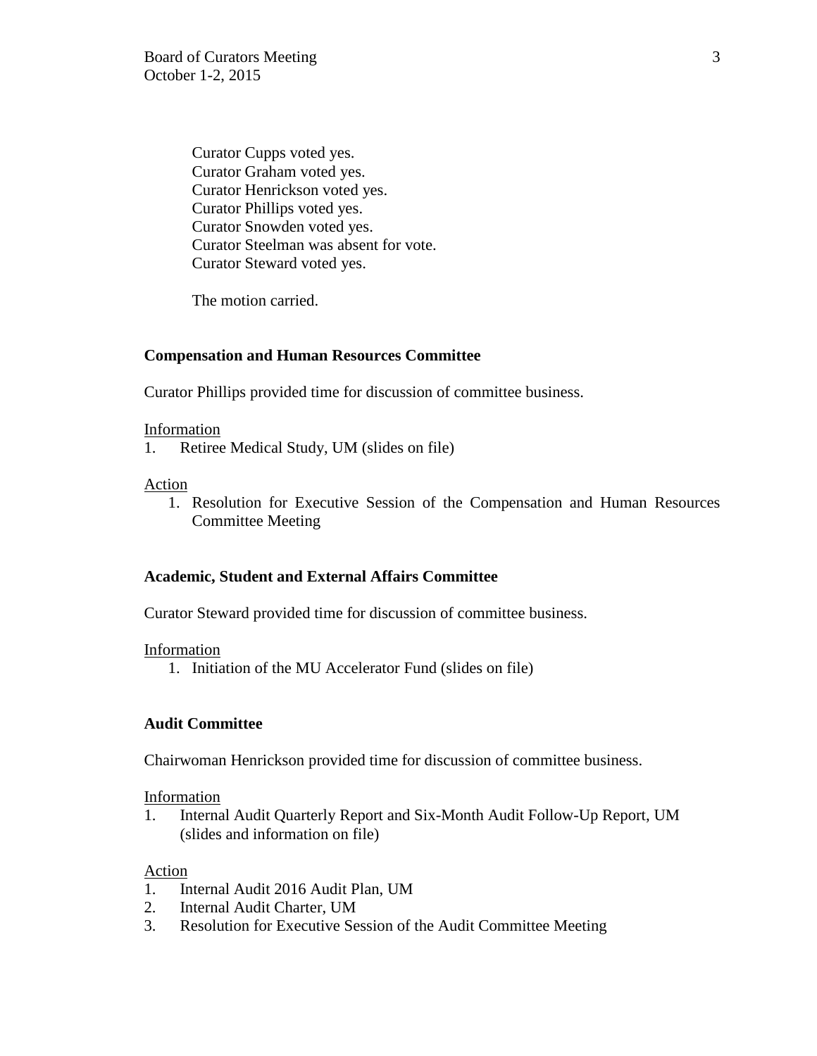Curator Cupps voted yes.
Curator Graham voted yes.
Curator Henrickson voted yes.
Curator Phillips voted yes.
Curator Snowden voted yes.
Curator Steelman was absent for vote.
Curator Steward voted yes.

The motion carried.

**Compensation and Human Resources Committee**

Curator Phillips provided time for discussion of committee business.

Information

1. Retiree Medical Study, UM (slides on file)

Action

1. Resolution for Executive Session of the Compensation and Human Resources Committee Meeting

**Academic, Student and External Affairs Committee**

Curator Steward provided time for discussion of committee business.

Information

1. Initiation of the MU Accelerator Fund (slides on file)

**Audit Committee**

Chairwoman Henrickson provided time for discussion of committee business.

Information

1. Internal Audit Quarterly Report and Six-Month Audit Follow-Up Report, UM (slides and information on file)

Action

1. Internal Audit 2016 Audit Plan, UM
2. Internal Audit Charter, UM
3. Resolution for Executive Session of the Audit Committee Meeting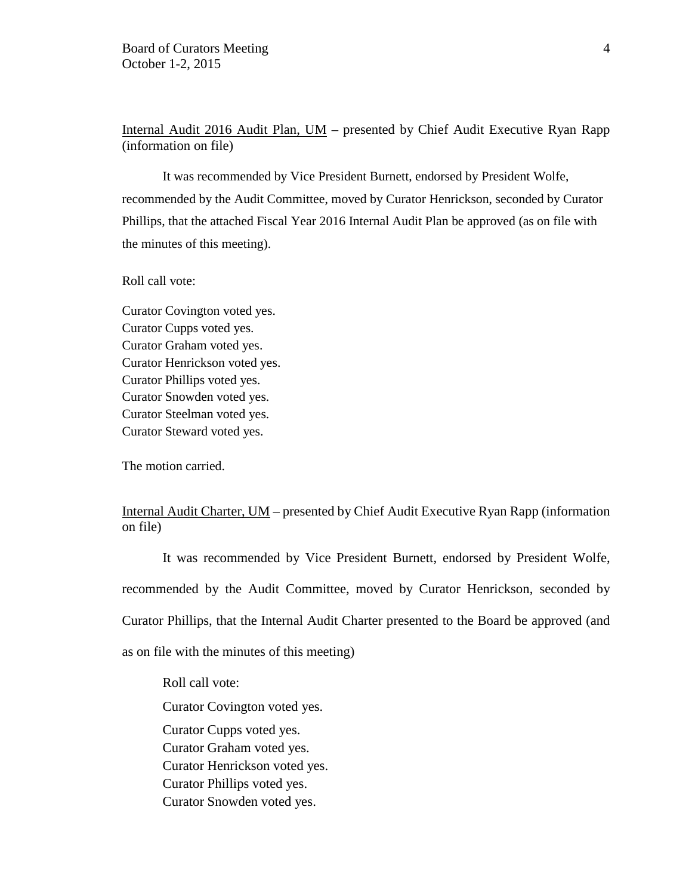Internal Audit 2016 Audit Plan, UM – presented by Chief Audit Executive Ryan Rapp (information on file)

It was recommended by Vice President Burnett, endorsed by President Wolfe, recommended by the Audit Committee, moved by Curator Henrickson, seconded by Curator Phillips, that the attached Fiscal Year 2016 Internal Audit Plan be approved (as on file with the minutes of this meeting).

Roll call vote:

Curator Covington voted yes.
Curator Cupps voted yes.
Curator Graham voted yes.
Curator Henrickson voted yes.
Curator Phillips voted yes.
Curator Snowden voted yes.
Curator Steelman voted yes.
Curator Steward voted yes.

The motion carried.

Internal Audit Charter, UM – presented by Chief Audit Executive Ryan Rapp (information on file)

It was recommended by Vice President Burnett, endorsed by President Wolfe, recommended by the Audit Committee, moved by Curator Henrickson, seconded by Curator Phillips, that the Internal Audit Charter presented to the Board be approved (and as on file with the minutes of this meeting)

Roll call vote:

Curator Covington voted yes.
Curator Cupps voted yes.
Curator Graham voted yes.
Curator Henrickson voted yes.
Curator Phillips voted yes.
Curator Snowden voted yes.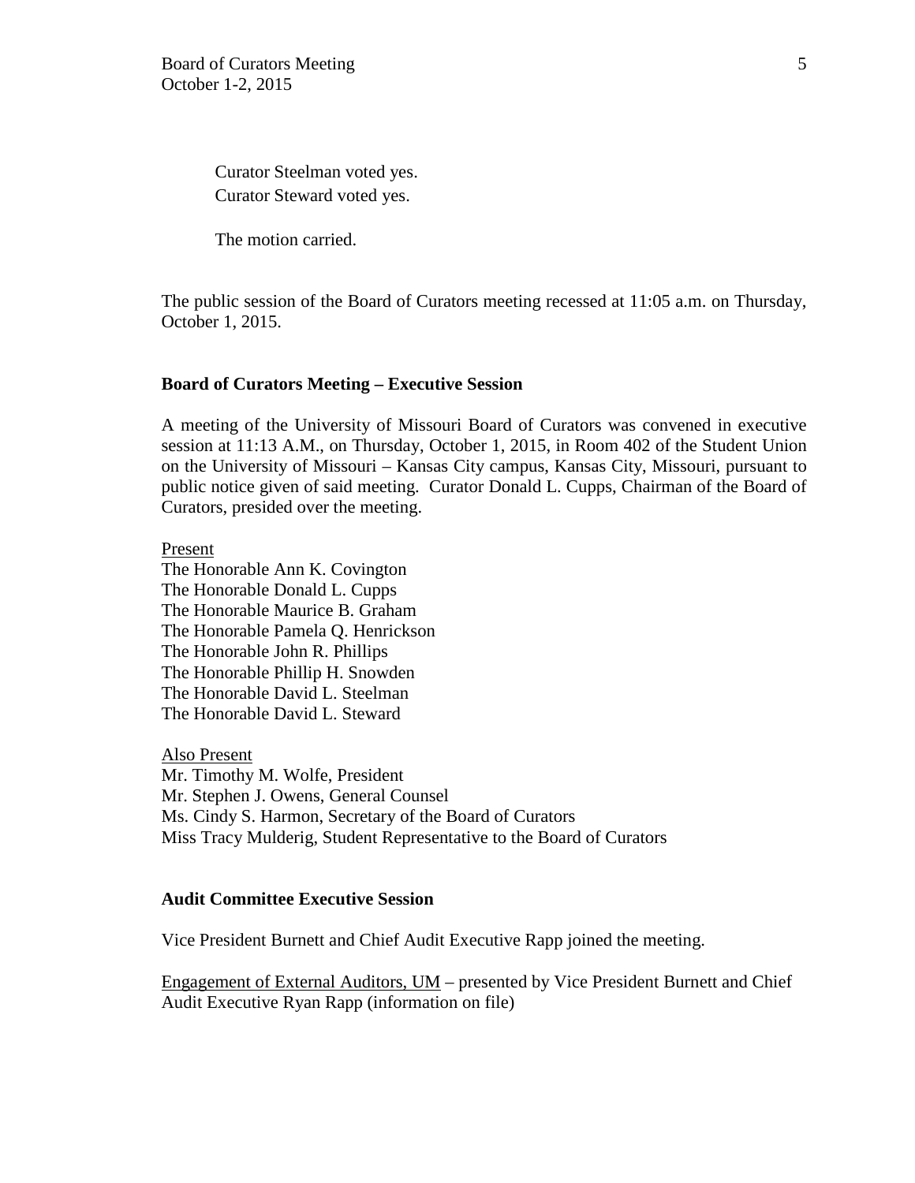Curator Steelman voted yes.
Curator Steward voted yes.

The motion carried.

The public session of the Board of Curators meeting recessed at 11:05 a.m. on Thursday, October 1, 2015.

**Board of Curators Meeting – Executive Session**

A meeting of the University of Missouri Board of Curators was convened in executive session at 11:13 A.M., on Thursday, October 1, 2015, in Room 402 of the Student Union on the University of Missouri – Kansas City campus, Kansas City, Missouri, pursuant to public notice given of said meeting. Curator Donald L. Cupps, Chairman of the Board of Curators, presided over the meeting.

Present
The Honorable Ann K. Covington
The Honorable Donald L. Cupps
The Honorable Maurice B. Graham
The Honorable Pamela Q. Henrickson
The Honorable John R. Phillips
The Honorable Phillip H. Snowden
The Honorable David L. Steelman
The Honorable David L. Steward

Also Present
Mr. Timothy M. Wolfe, President
Mr. Stephen J. Owens, General Counsel
Ms. Cindy S. Harmon, Secretary of the Board of Curators
Miss Tracy Mulderig, Student Representative to the Board of Curators

**Audit Committee Executive Session**

Vice President Burnett and Chief Audit Executive Rapp joined the meeting.

Engagement of External Auditors, UM – presented by Vice President Burnett and Chief Audit Executive Ryan Rapp (information on file)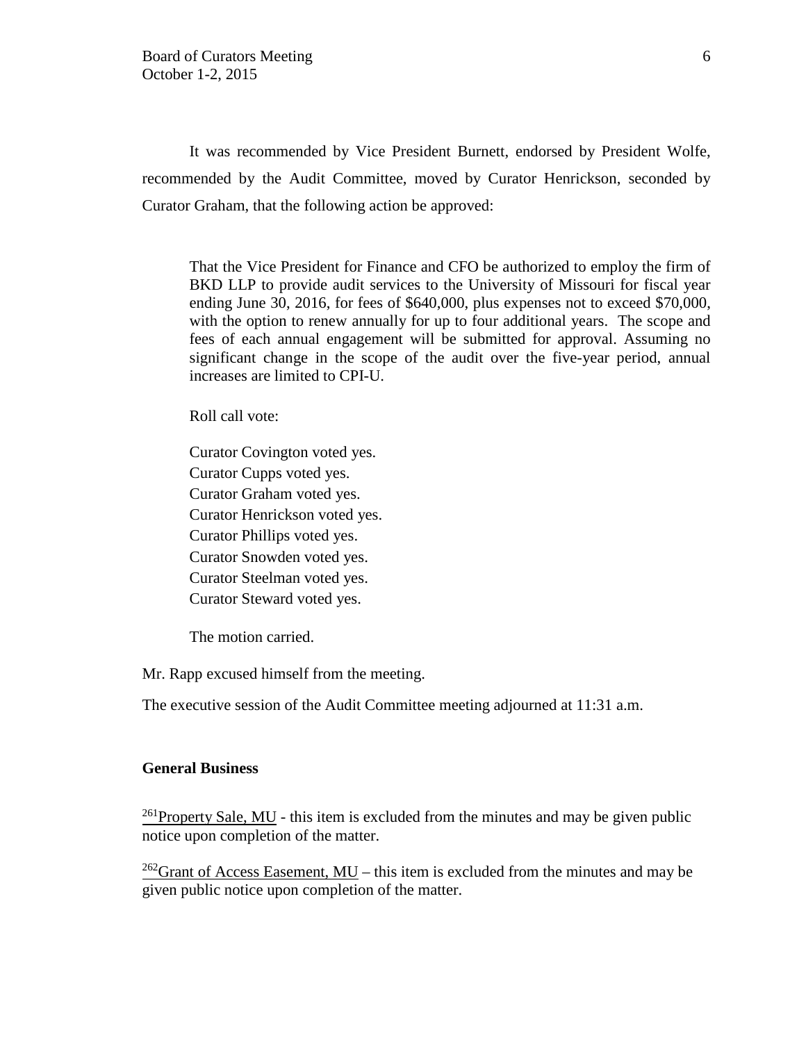It was recommended by Vice President Burnett, endorsed by President Wolfe, recommended by the Audit Committee, moved by Curator Henrickson, seconded by Curator Graham, that the following action be approved:

> That the Vice President for Finance and CFO be authorized to employ the firm of BKD LLP to provide audit services to the University of Missouri for fiscal year ending June 30, 2016, for fees of $640,000, plus expenses not to exceed $70,000, with the option to renew annually for up to four additional years. The scope and fees of each annual engagement will be submitted for approval. Assuming no significant change in the scope of the audit over the five-year period, annual increases are limited to CPI-U.
>
> Roll call vote:
>
> Curator Covington voted yes.
> Curator Cupps voted yes.
> Curator Graham voted yes.
> Curator Henrickson voted yes.
> Curator Phillips voted yes.
> Curator Snowden voted yes.
> Curator Steelman voted yes.
> Curator Steward voted yes.
>
> The motion carried.

Mr. Rapp excused himself from the meeting.

The executive session of the Audit Committee meeting adjourned at 11:31 a.m.

**General Business**

[261]Property Sale, MU - this item is excluded from the minutes and may be given public notice upon completion of the matter.

[262]Grant of Access Easement, MU – this item is excluded from the minutes and may be given public notice upon completion of the matter.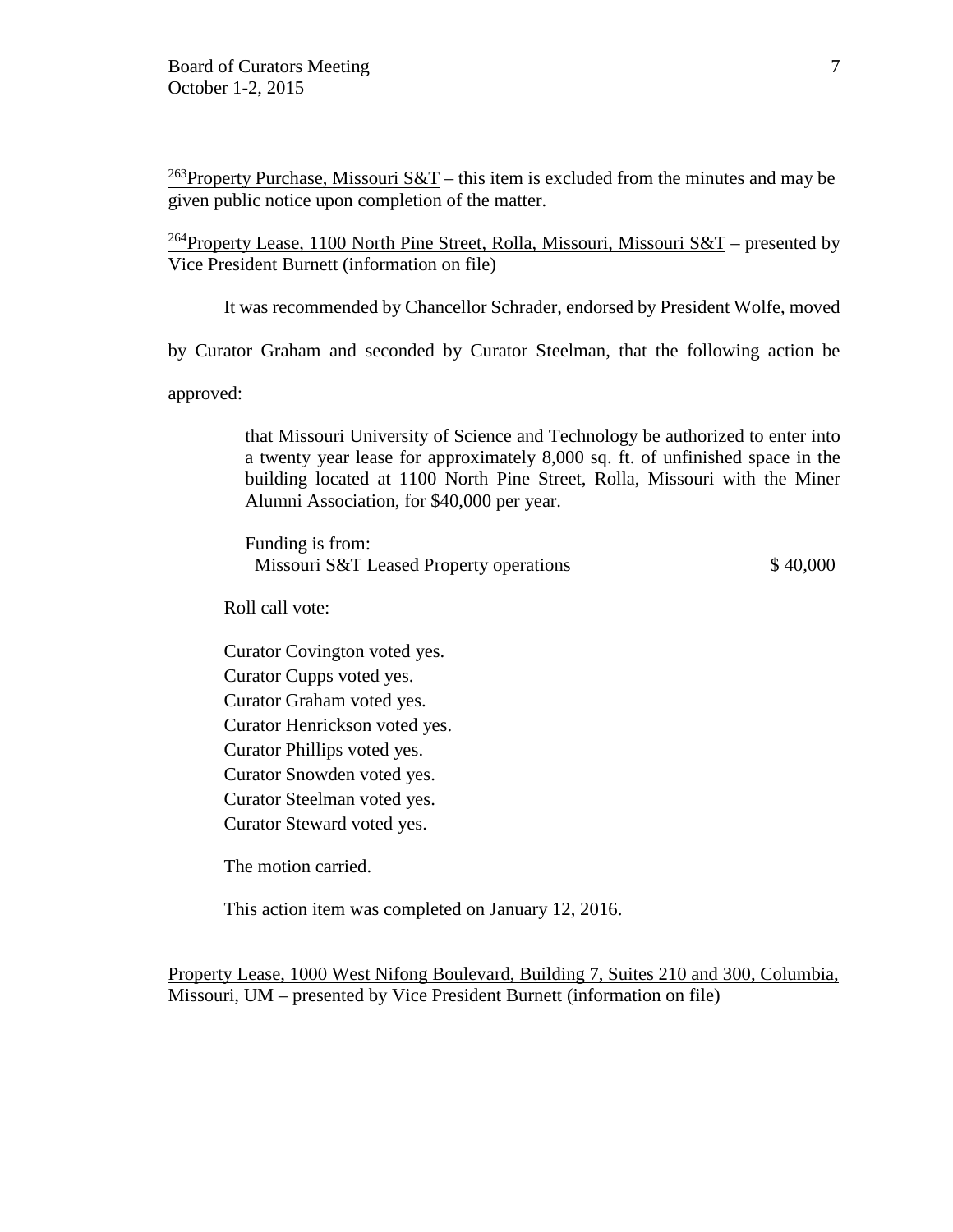[263]Property Purchase, Missouri S&T – this item is excluded from the minutes and may be given public notice upon completion of the matter.

[264]Property Lease, 1100 North Pine Street, Rolla, Missouri, Missouri S&T – presented by Vice President Burnett (information on file)

It was recommended by Chancellor Schrader, endorsed by President Wolfe, moved by Curator Graham and seconded by Curator Steelman, that the following action be approved:

> that Missouri University of Science and Technology be authorized to enter into a twenty year lease for approximately 8,000 sq. ft. of unfinished space in the building located at 1100 North Pine Street, Rolla, Missouri with the Miner Alumni Association, for $40,000 per year.
>
> Funding is from:
> Missouri S&T Leased Property operations $ 40,000

Roll call vote:

Curator Covington voted yes.
Curator Cupps voted yes.
Curator Graham voted yes.
Curator Henrickson voted yes.
Curator Phillips voted yes.
Curator Snowden voted yes.
Curator Steelman voted yes.
Curator Steward voted yes.

The motion carried.

This action item was completed on January 12, 2016.

Property Lease, 1000 West Nifong Boulevard, Building 7, Suites 210 and 300, Columbia, Missouri, UM – presented by Vice President Burnett (information on file)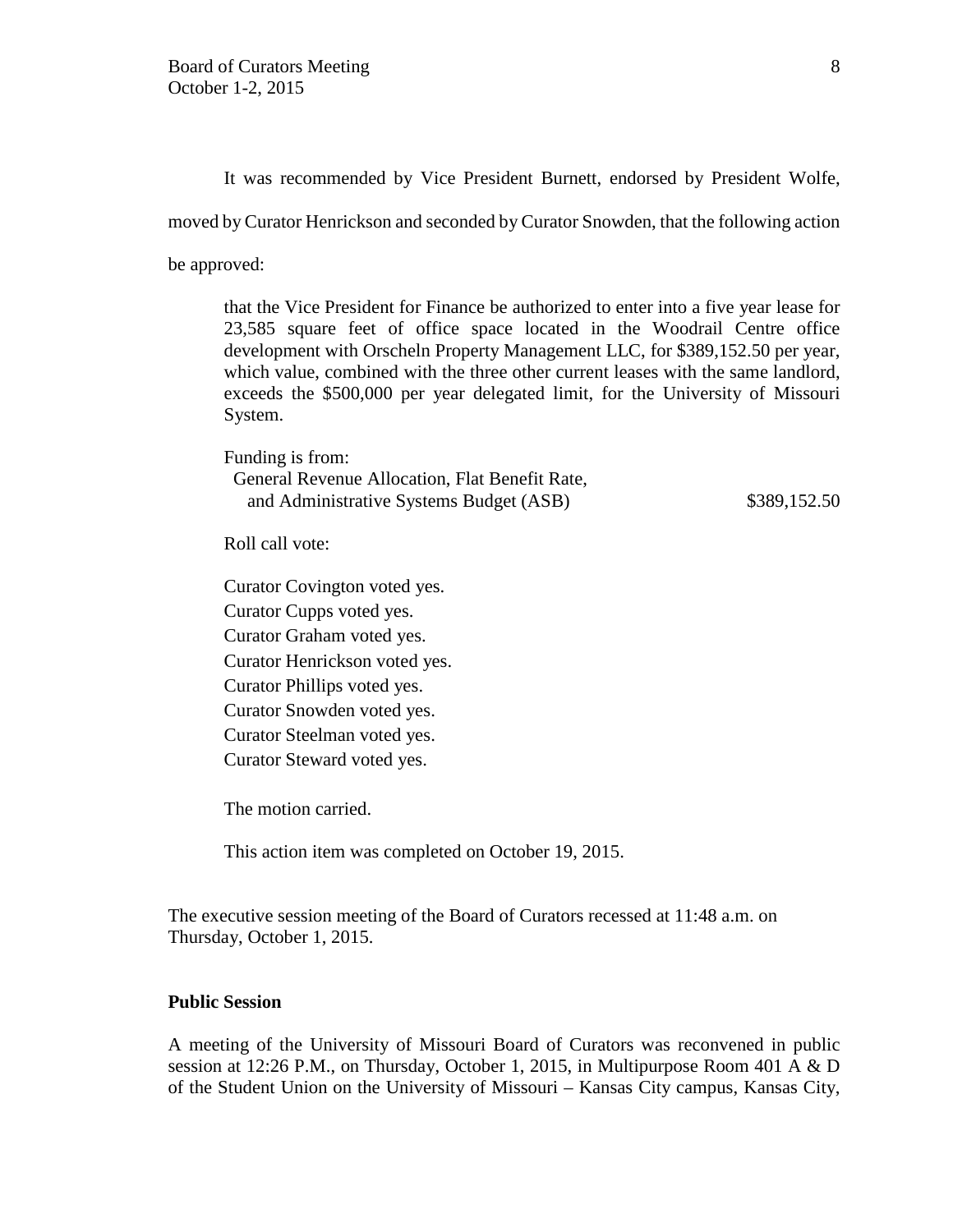It was recommended by Vice President Burnett, endorsed by President Wolfe, moved by Curator Henrickson and seconded by Curator Snowden, that the following action be approved:

> that the Vice President for Finance be authorized to enter into a five year lease for 23,585 square feet of office space located in the Woodrail Centre office development with Orscheln Property Management LLC, for $389,152.50 per year, which value, combined with the three other current leases with the same landlord, exceeds the $500,000 per year delegated limit, for the University of Missouri System.
>
> Funding is from:
> General Revenue Allocation, Flat Benefit Rate, and Administrative Systems Budget (ASB) $389,152.50
>
> Roll call vote:
>
> Curator Covington voted yes.
> Curator Cupps voted yes.
> Curator Graham voted yes.
> Curator Henrickson voted yes.
> Curator Phillips voted yes.
> Curator Snowden voted yes.
> Curator Steelman voted yes.
> Curator Steward voted yes.
>
> The motion carried.
>
> This action item was completed on October 19, 2015.

The executive session meeting of the Board of Curators recessed at 11:48 a.m. on Thursday, October 1, 2015.

**Public Session**

A meeting of the University of Missouri Board of Curators was reconvened in public session at 12:26 P.M., on Thursday, October 1, 2015, in Multipurpose Room 401 A & D of the Student Union on the University of Missouri – Kansas City campus, Kansas City,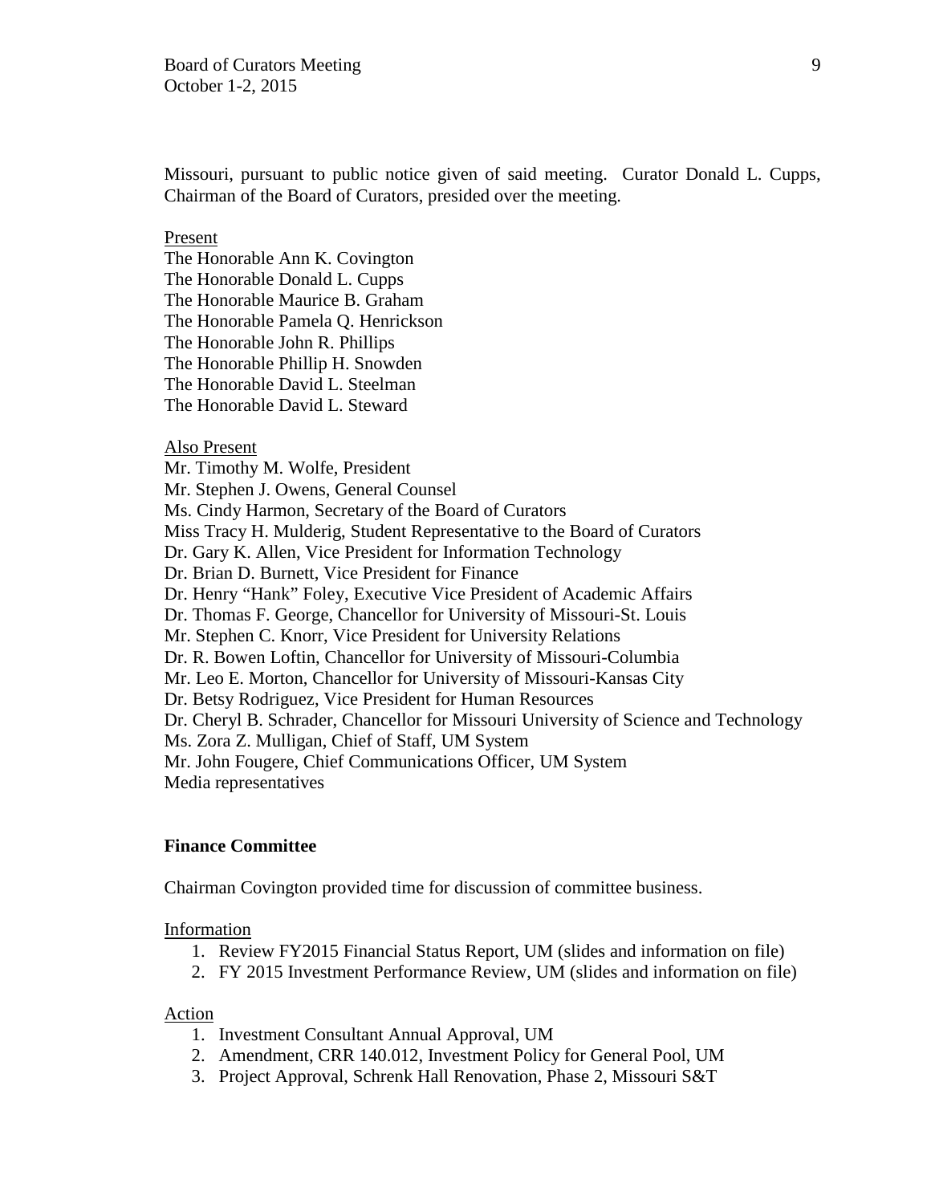Missouri, pursuant to public notice given of said meeting. Curator Donald L. Cupps, Chairman of the Board of Curators, presided over the meeting.

Present

The Honorable Ann K. Covington
The Honorable Donald L. Cupps
The Honorable Maurice B. Graham
The Honorable Pamela Q. Henrickson
The Honorable John R. Phillips
The Honorable Phillip H. Snowden
The Honorable David L. Steelman
The Honorable David L. Steward

Also Present

Mr. Timothy M. Wolfe, President
Mr. Stephen J. Owens, General Counsel
Ms. Cindy Harmon, Secretary of the Board of Curators
Miss Tracy H. Mulderig, Student Representative to the Board of Curators
Dr. Gary K. Allen, Vice President for Information Technology
Dr. Brian D. Burnett, Vice President for Finance
Dr. Henry "Hank" Foley, Executive Vice President of Academic Affairs
Dr. Thomas F. George, Chancellor for University of Missouri-St. Louis
Mr. Stephen C. Knorr, Vice President for University Relations
Dr. R. Bowen Loftin, Chancellor for University of Missouri-Columbia
Mr. Leo E. Morton, Chancellor for University of Missouri-Kansas City
Dr. Betsy Rodriguez, Vice President for Human Resources
Dr. Cheryl B. Schrader, Chancellor for Missouri University of Science and Technology
Ms. Zora Z. Mulligan, Chief of Staff, UM System
Mr. John Fougere, Chief Communications Officer, UM System
Media representatives

**Finance Committee**

Chairman Covington provided time for discussion of committee business.

Information

1. Review FY2015 Financial Status Report, UM (slides and information on file)
2. FY 2015 Investment Performance Review, UM (slides and information on file)

Action

1. Investment Consultant Annual Approval, UM
2. Amendment, CRR 140.012, Investment Policy for General Pool, UM
3. Project Approval, Schrenk Hall Renovation, Phase 2, Missouri S&T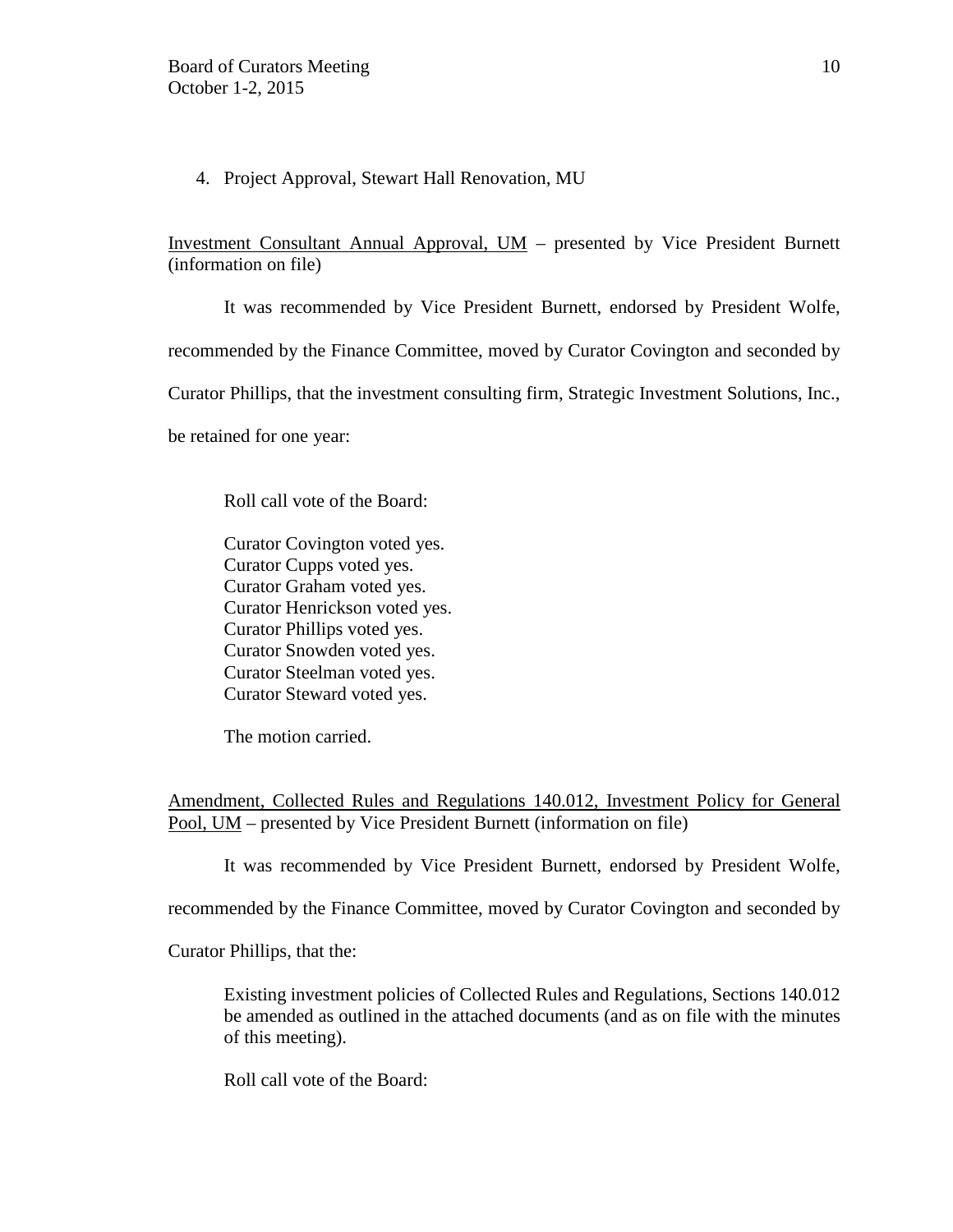4. Project Approval, Stewart Hall Renovation, MU

Investment Consultant Annual Approval, UM – presented by Vice President Burnett (information on file)

It was recommended by Vice President Burnett, endorsed by President Wolfe, recommended by the Finance Committee, moved by Curator Covington and seconded by Curator Phillips, that the investment consulting firm, Strategic Investment Solutions, Inc., be retained for one year:

Roll call vote of the Board:

Curator Covington voted yes.
Curator Cupps voted yes.
Curator Graham voted yes.
Curator Henrickson voted yes.
Curator Phillips voted yes.
Curator Snowden voted yes.
Curator Steelman voted yes.
Curator Steward voted yes.

The motion carried.

Amendment, Collected Rules and Regulations 140.012, Investment Policy for General Pool, UM – presented by Vice President Burnett (information on file)

It was recommended by Vice President Burnett, endorsed by President Wolfe, recommended by the Finance Committee, moved by Curator Covington and seconded by Curator Phillips, that the:

> Existing investment policies of Collected Rules and Regulations, Sections 140.012 be amended as outlined in the attached documents (and as on file with the minutes of this meeting).

Roll call vote of the Board: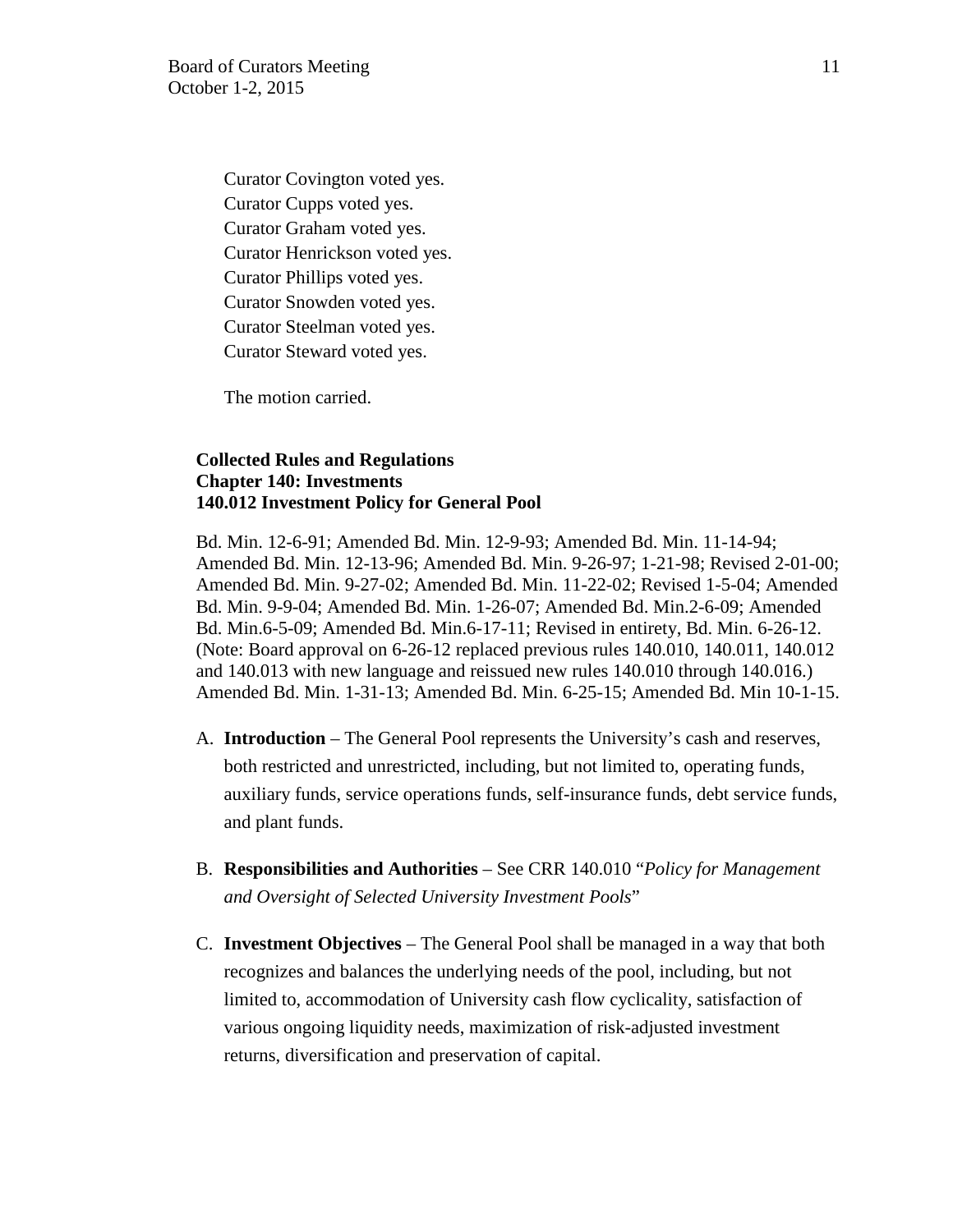Curator Covington voted yes.
Curator Cupps voted yes.
Curator Graham voted yes.
Curator Henrickson voted yes.
Curator Phillips voted yes.
Curator Snowden voted yes.
Curator Steelman voted yes.
Curator Steward voted yes.

The motion carried.

**Collected Rules and Regulations**
**Chapter 140: Investments**
**140.012 Investment Policy for General Pool**

Bd. Min. 12-6-91; Amended Bd. Min. 12-9-93; Amended Bd. Min. 11-14-94; Amended Bd. Min. 12-13-96; Amended Bd. Min. 9-26-97; 1-21-98; Revised 2-01-00; Amended Bd. Min. 9-27-02; Amended Bd. Min. 11-22-02; Revised 1-5-04; Amended Bd. Min. 9-9-04; Amended Bd. Min. 1-26-07; Amended Bd. Min.2-6-09; Amended Bd. Min.6-5-09; Amended Bd. Min.6-17-11; Revised in entirety, Bd. Min. 6-26-12. (Note: Board approval on 6-26-12 replaced previous rules 140.010, 140.011, 140.012 and 140.013 with new language and reissued new rules 140.010 through 140.016.) Amended Bd. Min. 1-31-13; Amended Bd. Min. 6-25-15; Amended Bd. Min 10-1-15.

A. **Introduction** – The General Pool represents the University's cash and reserves, both restricted and unrestricted, including, but not limited to, operating funds, auxiliary funds, service operations funds, self-insurance funds, debt service funds, and plant funds.

B. **Responsibilities and Authorities** – See CRR 140.010 "*Policy for Management and Oversight of Selected University Investment Pools*"

C. **Investment Objectives** – The General Pool shall be managed in a way that both recognizes and balances the underlying needs of the pool, including, but not limited to, accommodation of University cash flow cyclicality, satisfaction of various ongoing liquidity needs, maximization of risk-adjusted investment returns, diversification and preservation of capital.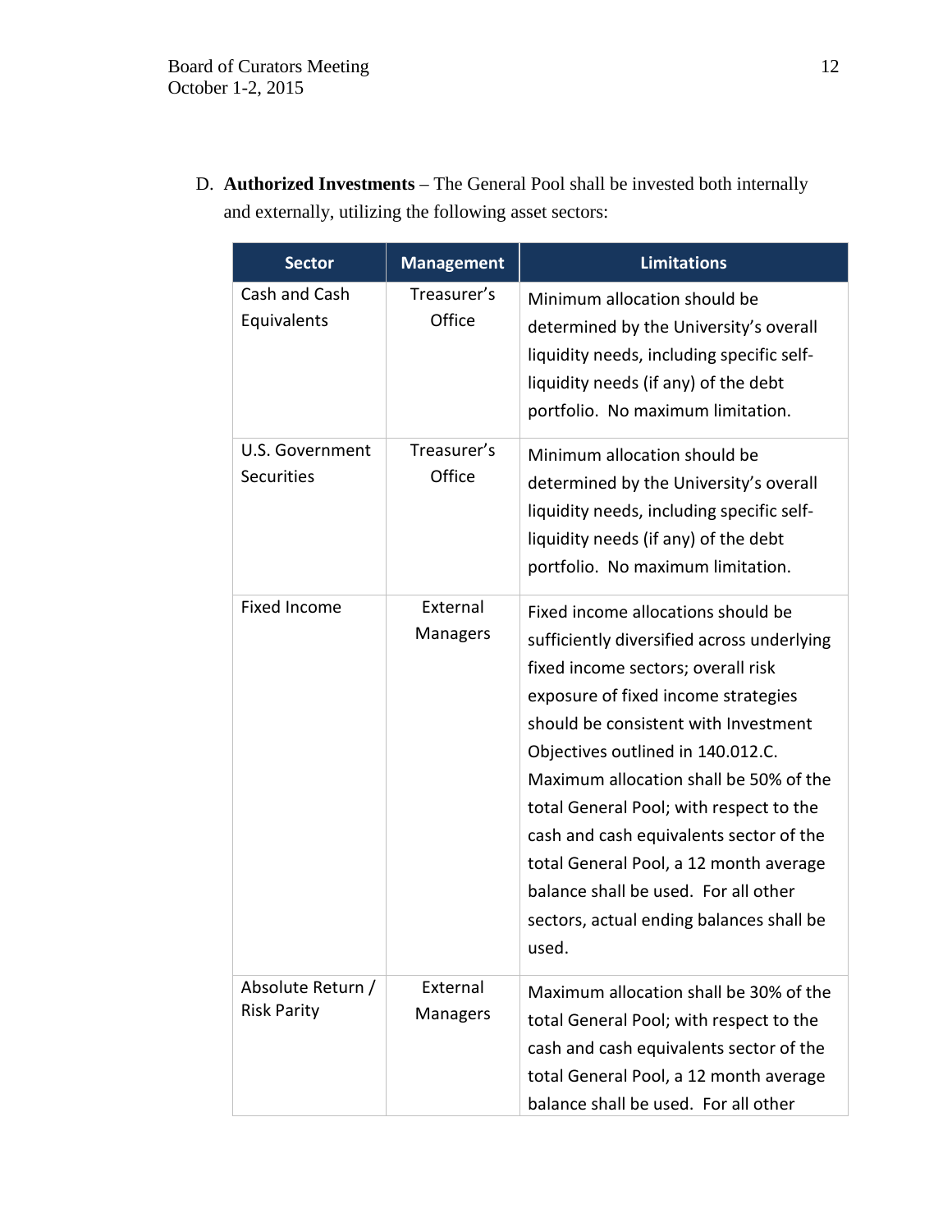D. **Authorized Investments** – The General Pool shall be invested both internally and externally, utilizing the following asset sectors:

| Sector | Management | Limitations |
|---|---|---|
| Cash and Cash Equivalents | Treasurer's Office | Minimum allocation should be determined by the University's overall liquidity needs, including specific self-liquidity needs (if any) of the debt portfolio. No maximum limitation. |
| U.S. Government Securities | Treasurer's Office | Minimum allocation should be determined by the University's overall liquidity needs, including specific self-liquidity needs (if any) of the debt portfolio. No maximum limitation. |
| Fixed Income | External Managers | Fixed income allocations should be sufficiently diversified across underlying fixed income sectors; overall risk exposure of fixed income strategies should be consistent with Investment Objectives outlined in 140.012.C. Maximum allocation shall be 50% of the total General Pool; with respect to the cash and cash equivalents sector of the total General Pool, a 12 month average balance shall be used. For all other sectors, actual ending balances shall be used. |
| Absolute Return / Risk Parity | External Managers | Maximum allocation shall be 30% of the total General Pool; with respect to the cash and cash equivalents sector of the total General Pool, a 12 month average balance shall be used. For all other |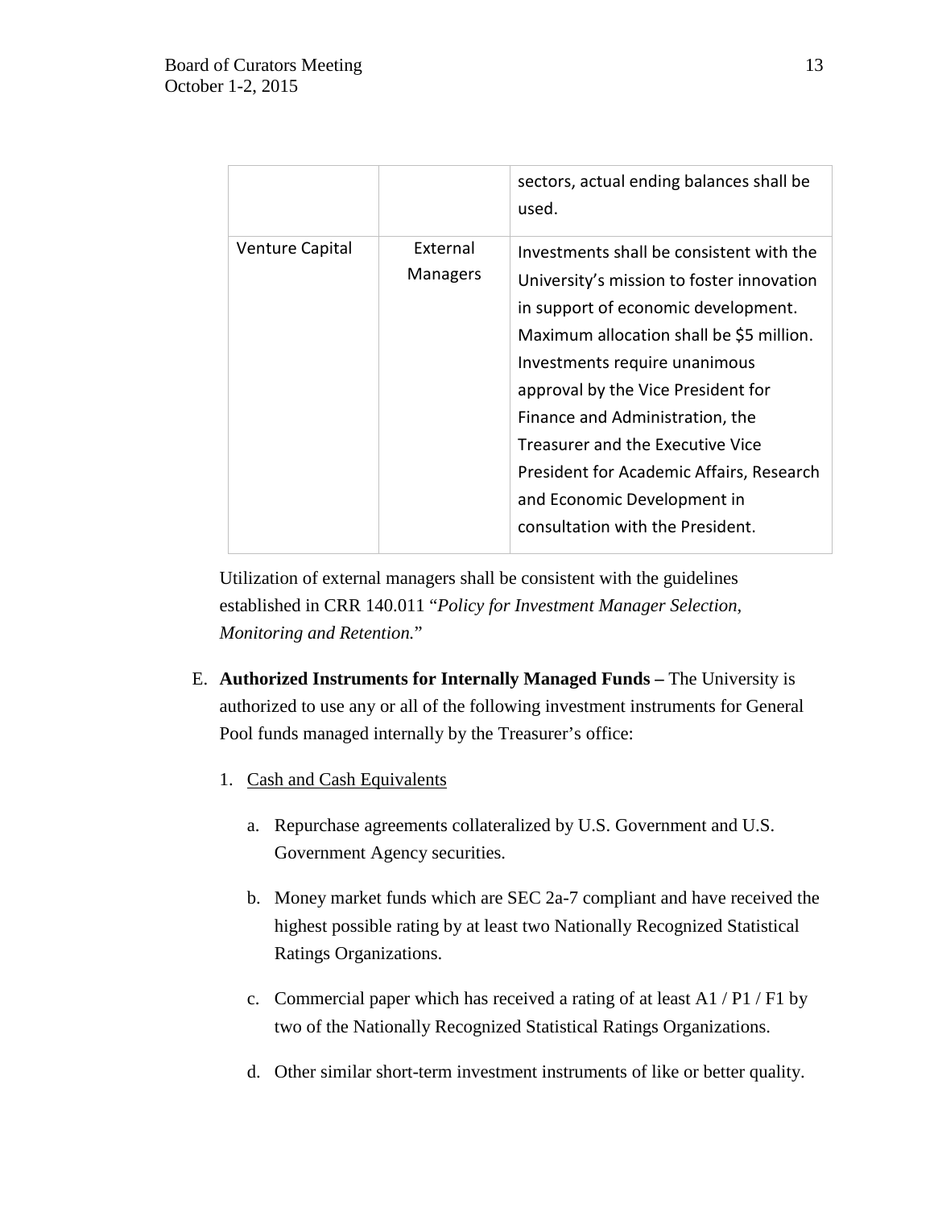| | | |
|---|---|---|
| | | sectors, actual ending balances shall be used. |
| Venture Capital | External Managers | Investments shall be consistent with the University's mission to foster innovation in support of economic development. Maximum allocation shall be $5 million. Investments require unanimous approval by the Vice President for Finance and Administration, the Treasurer and the Executive Vice President for Academic Affairs, Research and Economic Development in consultation with the President. |

Utilization of external managers shall be consistent with the guidelines established in CRR 140.011 "*Policy for Investment Manager Selection, Monitoring and Retention.*"

E. **Authorized Instruments for Internally Managed Funds –** The University is authorized to use any or all of the following investment instruments for General Pool funds managed internally by the Treasurer's office:

1. Cash and Cash Equivalents

   a. Repurchase agreements collateralized by U.S. Government and U.S. Government Agency securities.

   b. Money market funds which are SEC 2a-7 compliant and have received the highest possible rating by at least two Nationally Recognized Statistical Ratings Organizations.

   c. Commercial paper which has received a rating of at least A1 / P1 / F1 by two of the Nationally Recognized Statistical Ratings Organizations.

   d. Other similar short-term investment instruments of like or better quality.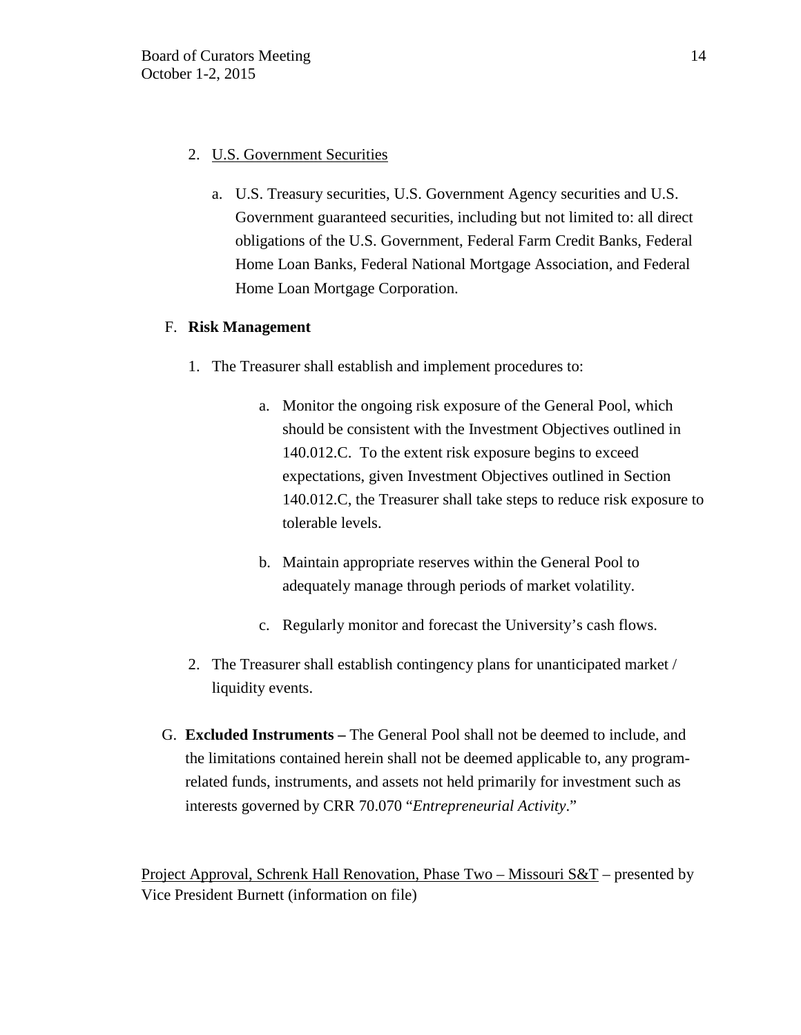2. U.S. Government Securities

   a. U.S. Treasury securities, U.S. Government Agency securities and U.S. Government guaranteed securities, including but not limited to: all direct obligations of the U.S. Government, Federal Farm Credit Banks, Federal Home Loan Banks, Federal National Mortgage Association, and Federal Home Loan Mortgage Corporation.

F. **Risk Management**

1. The Treasurer shall establish and implement procedures to:

   a. Monitor the ongoing risk exposure of the General Pool, which should be consistent with the Investment Objectives outlined in 140.012.C. To the extent risk exposure begins to exceed expectations, given Investment Objectives outlined in Section 140.012.C, the Treasurer shall take steps to reduce risk exposure to tolerable levels.

   b. Maintain appropriate reserves within the General Pool to adequately manage through periods of market volatility.

   c. Regularly monitor and forecast the University's cash flows.

2. The Treasurer shall establish contingency plans for unanticipated market / liquidity events.

G. **Excluded Instruments –** The General Pool shall not be deemed to include, and the limitations contained herein shall not be deemed applicable to, any program-related funds, instruments, and assets not held primarily for investment such as interests governed by CRR 70.070 "*Entrepreneurial Activity*."

Project Approval, Schrenk Hall Renovation, Phase Two – Missouri S&T – presented by Vice President Burnett (information on file)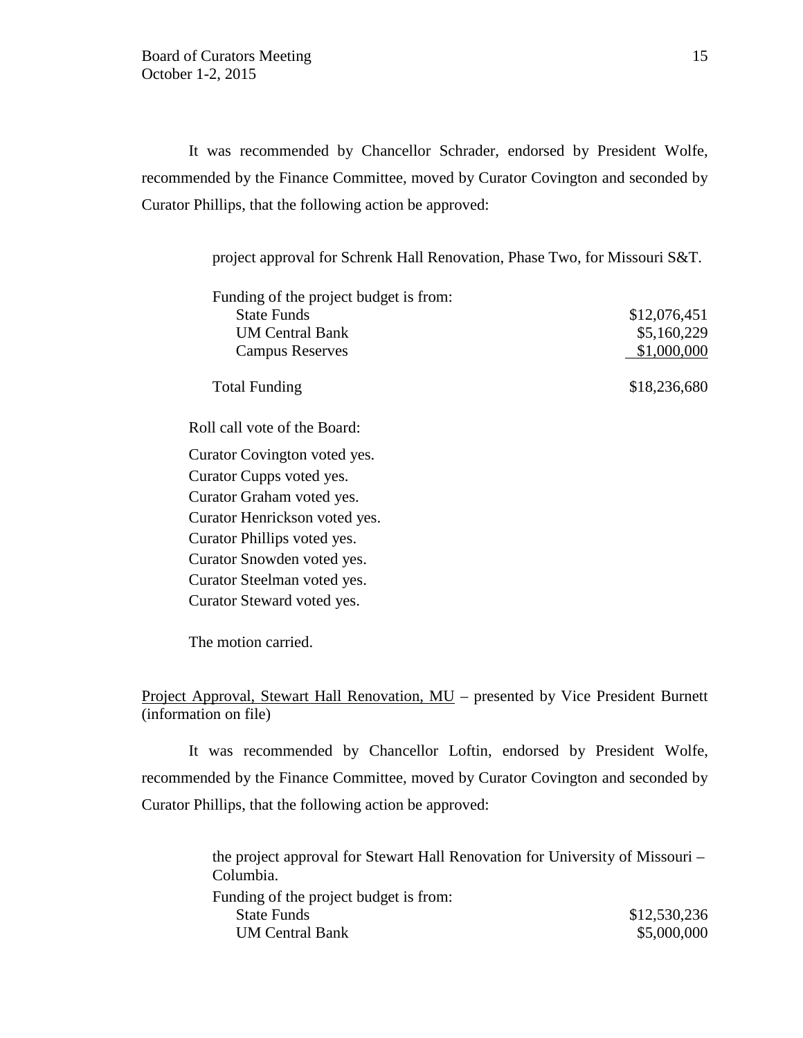It was recommended by Chancellor Schrader, endorsed by President Wolfe, recommended by the Finance Committee, moved by Curator Covington and seconded by Curator Phillips, that the following action be approved:

> project approval for Schrenk Hall Renovation, Phase Two, for Missouri S&T.
>
> | Funding of the project budget is from: | |
> |---|---|
> | State Funds | $12,076,451 |
> | UM Central Bank | $5,160,229 |
> | Campus Reserves | $1,000,000 |
> | Total Funding | $18,236,680 |

Roll call vote of the Board:

Curator Covington voted yes.
Curator Cupps voted yes.
Curator Graham voted yes.
Curator Henrickson voted yes.
Curator Phillips voted yes.
Curator Snowden voted yes.
Curator Steelman voted yes.
Curator Steward voted yes.

The motion carried.

Project Approval, Stewart Hall Renovation, MU – presented by Vice President Burnett (information on file)

It was recommended by Chancellor Loftin, endorsed by President Wolfe, recommended by the Finance Committee, moved by Curator Covington and seconded by Curator Phillips, that the following action be approved:

> the project approval for Stewart Hall Renovation for University of Missouri – Columbia.
>
> | Funding of the project budget is from: | |
> |---|---|
> | State Funds | $12,530,236 |
> | UM Central Bank | $5,000,000 |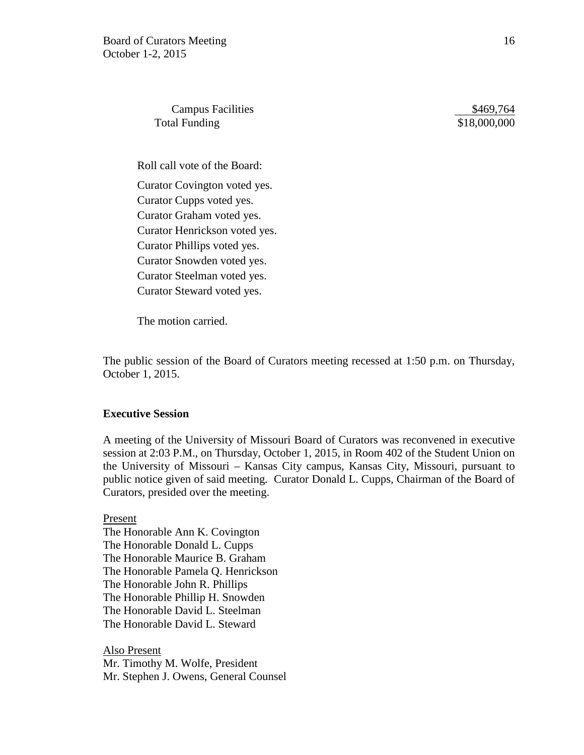| | |
|---|---|
| Campus Facilities | $469,764 |
| Total Funding | $18,000,000 |

Roll call vote of the Board:

Curator Covington voted yes.
Curator Cupps voted yes.
Curator Graham voted yes.
Curator Henrickson voted yes.
Curator Phillips voted yes.
Curator Snowden voted yes.
Curator Steelman voted yes.
Curator Steward voted yes.

The motion carried.

The public session of the Board of Curators meeting recessed at 1:50 p.m. on Thursday, October 1, 2015.

**Executive Session**

A meeting of the University of Missouri Board of Curators was reconvened in executive session at 2:03 P.M., on Thursday, October 1, 2015, in Room 402 of the Student Union on the University of Missouri – Kansas City campus, Kansas City, Missouri, pursuant to public notice given of said meeting. Curator Donald L. Cupps, Chairman of the Board of Curators, presided over the meeting.

Present
The Honorable Ann K. Covington
The Honorable Donald L. Cupps
The Honorable Maurice B. Graham
The Honorable Pamela Q. Henrickson
The Honorable John R. Phillips
The Honorable Phillip H. Snowden
The Honorable David L. Steelman
The Honorable David L. Steward

Also Present
Mr. Timothy M. Wolfe, President
Mr. Stephen J. Owens, General Counsel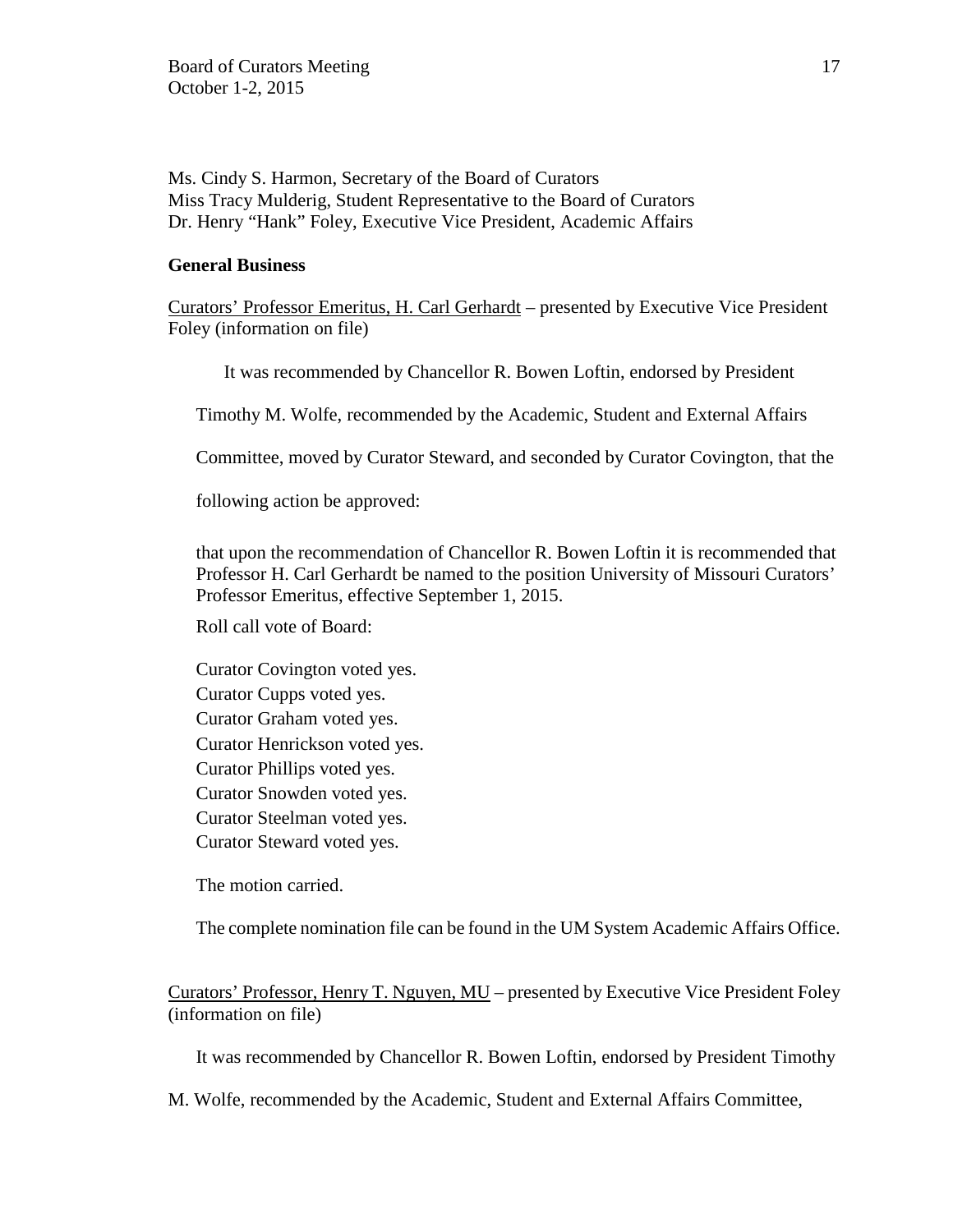Ms. Cindy S. Harmon, Secretary of the Board of Curators
Miss Tracy Mulderig, Student Representative to the Board of Curators
Dr. Henry "Hank" Foley, Executive Vice President, Academic Affairs

**General Business**

Curators' Professor Emeritus, H. Carl Gerhardt – presented by Executive Vice President Foley (information on file)

It was recommended by Chancellor R. Bowen Loftin, endorsed by President Timothy M. Wolfe, recommended by the Academic, Student and External Affairs Committee, moved by Curator Steward, and seconded by Curator Covington, that the following action be approved:

that upon the recommendation of Chancellor R. Bowen Loftin it is recommended that Professor H. Carl Gerhardt be named to the position University of Missouri Curators' Professor Emeritus, effective September 1, 2015.

Roll call vote of Board:

Curator Covington voted yes.
Curator Cupps voted yes.
Curator Graham voted yes.
Curator Henrickson voted yes.
Curator Phillips voted yes.
Curator Snowden voted yes.
Curator Steelman voted yes.
Curator Steward voted yes.

The motion carried.

The complete nomination file can be found in the UM System Academic Affairs Office.

Curators' Professor, Henry T. Nguyen, MU – presented by Executive Vice President Foley (information on file)

It was recommended by Chancellor R. Bowen Loftin, endorsed by President Timothy M. Wolfe, recommended by the Academic, Student and External Affairs Committee,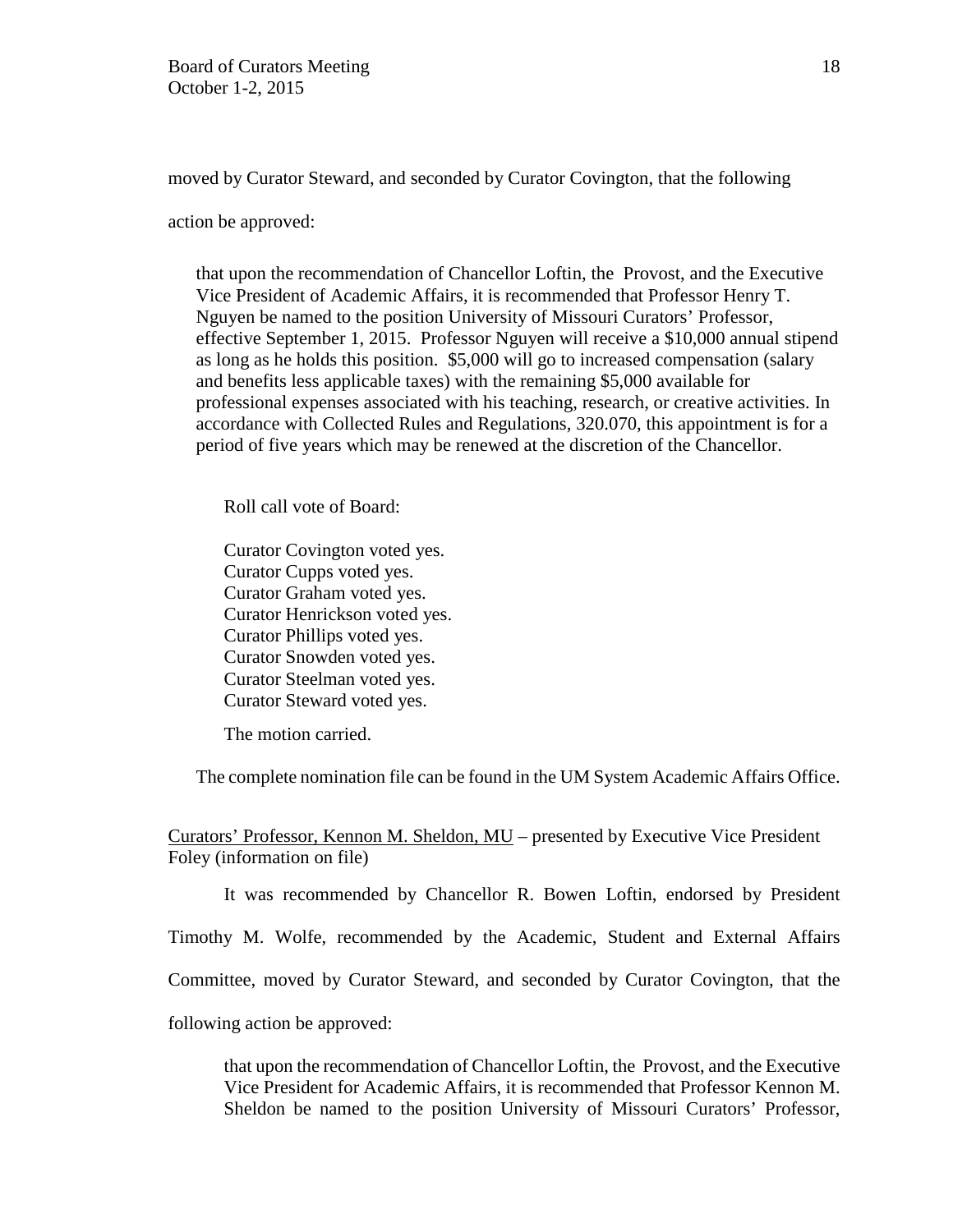moved by Curator Steward, and seconded by Curator Covington, that the following action be approved:

> that upon the recommendation of Chancellor Loftin, the Provost, and the Executive Vice President of Academic Affairs, it is recommended that Professor Henry T. Nguyen be named to the position University of Missouri Curators' Professor, effective September 1, 2015. Professor Nguyen will receive a $10,000 annual stipend as long as he holds this position. $5,000 will go to increased compensation (salary and benefits less applicable taxes) with the remaining $5,000 available for professional expenses associated with his teaching, research, or creative activities. In accordance with Collected Rules and Regulations, 320.070, this appointment is for a period of five years which may be renewed at the discretion of the Chancellor.

Roll call vote of Board:

Curator Covington voted yes.
Curator Cupps voted yes.
Curator Graham voted yes.
Curator Henrickson voted yes.
Curator Phillips voted yes.
Curator Snowden voted yes.
Curator Steelman voted yes.
Curator Steward voted yes.

The motion carried.

The complete nomination file can be found in the UM System Academic Affairs Office.

Curators' Professor, Kennon M. Sheldon, MU – presented by Executive Vice President Foley (information on file)

It was recommended by Chancellor R. Bowen Loftin, endorsed by President Timothy M. Wolfe, recommended by the Academic, Student and External Affairs Committee, moved by Curator Steward, and seconded by Curator Covington, that the following action be approved:

> that upon the recommendation of Chancellor Loftin, the Provost, and the Executive Vice President for Academic Affairs, it is recommended that Professor Kennon M. Sheldon be named to the position University of Missouri Curators' Professor,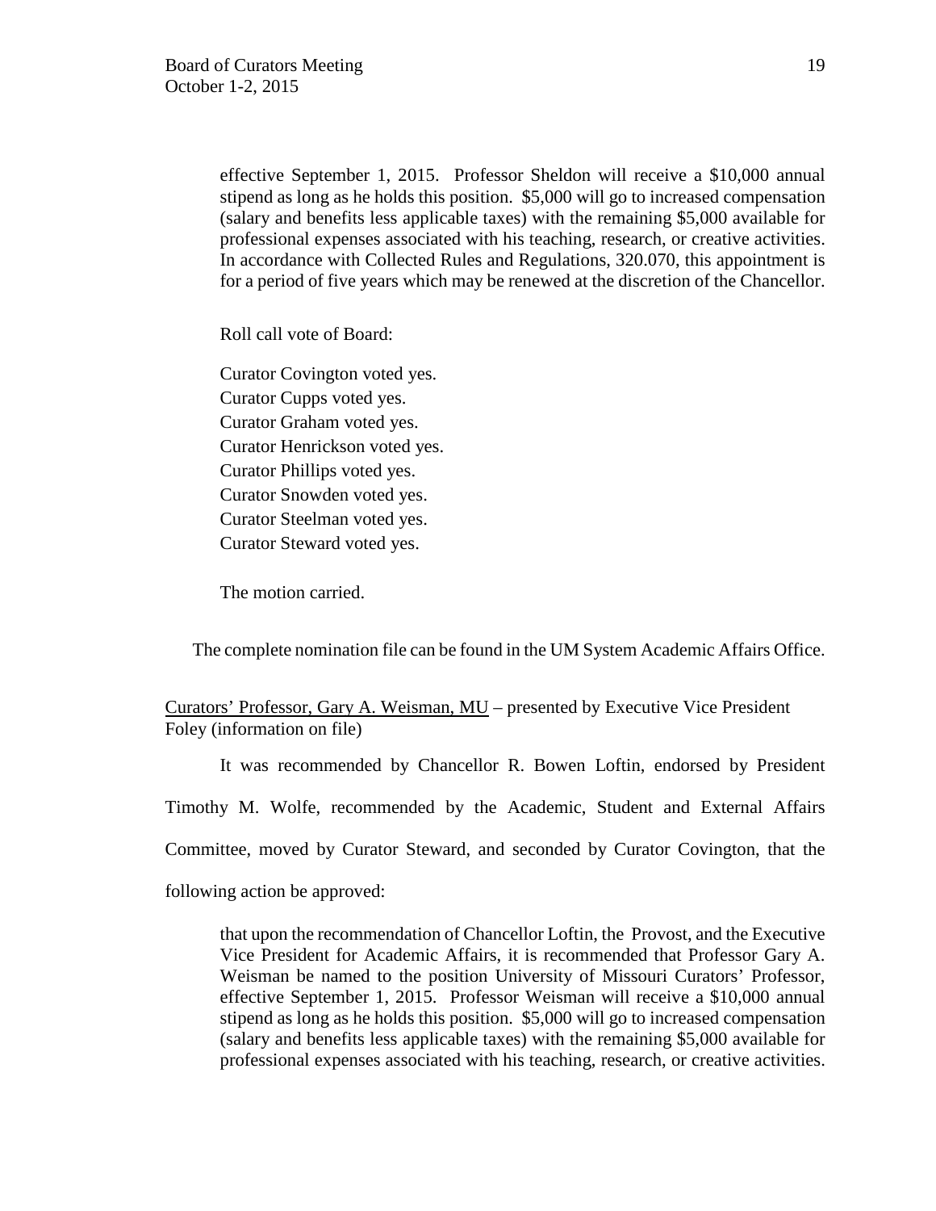effective September 1, 2015. Professor Sheldon will receive a $10,000 annual stipend as long as he holds this position. $5,000 will go to increased compensation (salary and benefits less applicable taxes) with the remaining $5,000 available for professional expenses associated with his teaching, research, or creative activities. In accordance with Collected Rules and Regulations, 320.070, this appointment is for a period of five years which may be renewed at the discretion of the Chancellor.

Roll call vote of Board:

Curator Covington voted yes.
Curator Cupps voted yes.
Curator Graham voted yes.
Curator Henrickson voted yes.
Curator Phillips voted yes.
Curator Snowden voted yes.
Curator Steelman voted yes.
Curator Steward voted yes.

The motion carried.

The complete nomination file can be found in the UM System Academic Affairs Office.

<u>Curators' Professor, Gary A. Weisman, MU</u> – presented by Executive Vice President Foley (information on file)

It was recommended by Chancellor R. Bowen Loftin, endorsed by President Timothy M. Wolfe, recommended by the Academic, Student and External Affairs Committee, moved by Curator Steward, and seconded by Curator Covington, that the following action be approved:

that upon the recommendation of Chancellor Loftin, the Provost, and the Executive Vice President for Academic Affairs, it is recommended that Professor Gary A. Weisman be named to the position University of Missouri Curators' Professor, effective September 1, 2015. Professor Weisman will receive a $10,000 annual stipend as long as he holds this position. $5,000 will go to increased compensation (salary and benefits less applicable taxes) with the remaining $5,000 available for professional expenses associated with his teaching, research, or creative activities.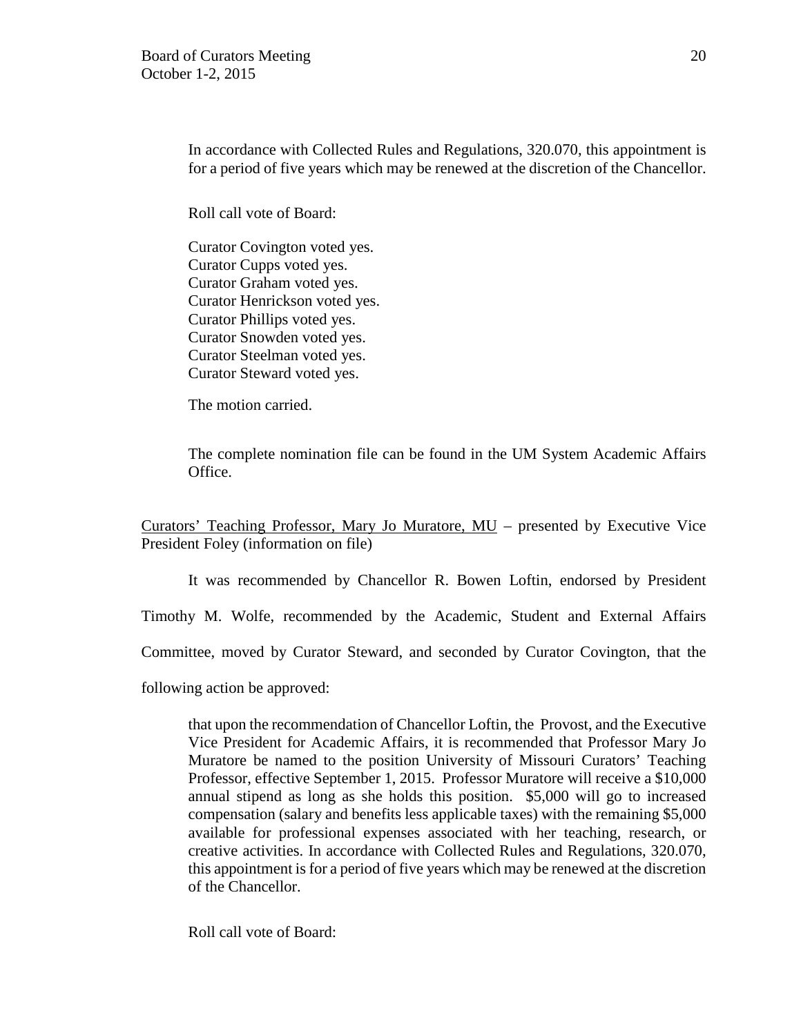In accordance with Collected Rules and Regulations, 320.070, this appointment is for a period of five years which may be renewed at the discretion of the Chancellor.

Roll call vote of Board:

Curator Covington voted yes.
Curator Cupps voted yes.
Curator Graham voted yes.
Curator Henrickson voted yes.
Curator Phillips voted yes.
Curator Snowden voted yes.
Curator Steelman voted yes.
Curator Steward voted yes.

The motion carried.

The complete nomination file can be found in the UM System Academic Affairs Office.

Curators' Teaching Professor, Mary Jo Muratore, MU – presented by Executive Vice President Foley (information on file)

It was recommended by Chancellor R. Bowen Loftin, endorsed by President Timothy M. Wolfe, recommended by the Academic, Student and External Affairs Committee, moved by Curator Steward, and seconded by Curator Covington, that the following action be approved:

that upon the recommendation of Chancellor Loftin, the Provost, and the Executive Vice President for Academic Affairs, it is recommended that Professor Mary Jo Muratore be named to the position University of Missouri Curators' Teaching Professor, effective September 1, 2015. Professor Muratore will receive a $10,000 annual stipend as long as she holds this position. $5,000 will go to increased compensation (salary and benefits less applicable taxes) with the remaining $5,000 available for professional expenses associated with her teaching, research, or creative activities. In accordance with Collected Rules and Regulations, 320.070, this appointment is for a period of five years which may be renewed at the discretion of the Chancellor.

Roll call vote of Board: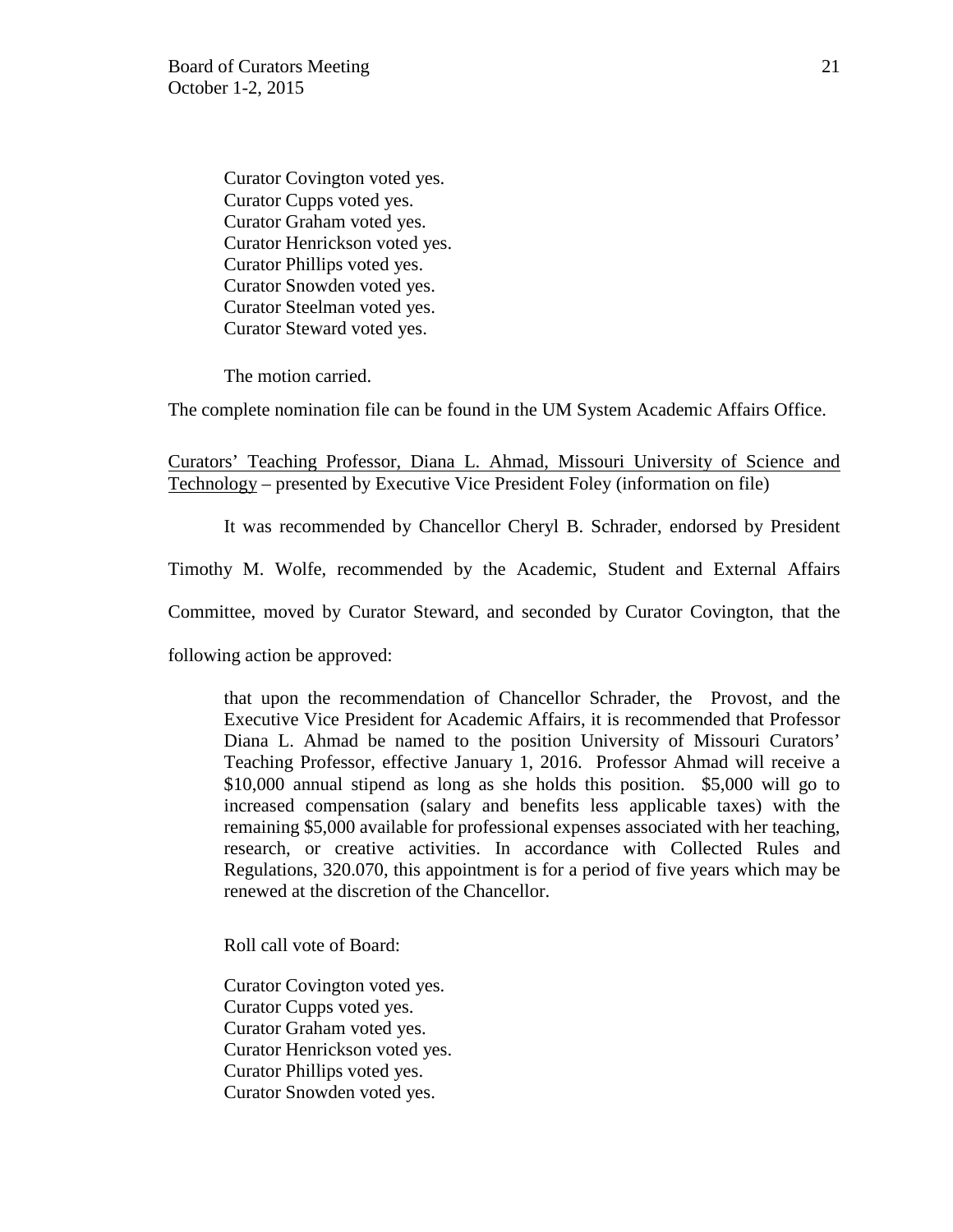Curator Covington voted yes.
Curator Cupps voted yes.
Curator Graham voted yes.
Curator Henrickson voted yes.
Curator Phillips voted yes.
Curator Snowden voted yes.
Curator Steelman voted yes.
Curator Steward voted yes.

The motion carried.

The complete nomination file can be found in the UM System Academic Affairs Office.

<u>Curators' Teaching Professor, Diana L. Ahmad, Missouri University of Science and Technology</u> – presented by Executive Vice President Foley (information on file)

It was recommended by Chancellor Cheryl B. Schrader, endorsed by President Timothy M. Wolfe, recommended by the Academic, Student and External Affairs Committee, moved by Curator Steward, and seconded by Curator Covington, that the following action be approved:

> that upon the recommendation of Chancellor Schrader, the Provost, and the Executive Vice President for Academic Affairs, it is recommended that Professor Diana L. Ahmad be named to the position University of Missouri Curators' Teaching Professor, effective January 1, 2016. Professor Ahmad will receive a $10,000 annual stipend as long as she holds this position. $5,000 will go to increased compensation (salary and benefits less applicable taxes) with the remaining $5,000 available for professional expenses associated with her teaching, research, or creative activities. In accordance with Collected Rules and Regulations, 320.070, this appointment is for a period of five years which may be renewed at the discretion of the Chancellor.

Roll call vote of Board:

Curator Covington voted yes.
Curator Cupps voted yes.
Curator Graham voted yes.
Curator Henrickson voted yes.
Curator Phillips voted yes.
Curator Snowden voted yes.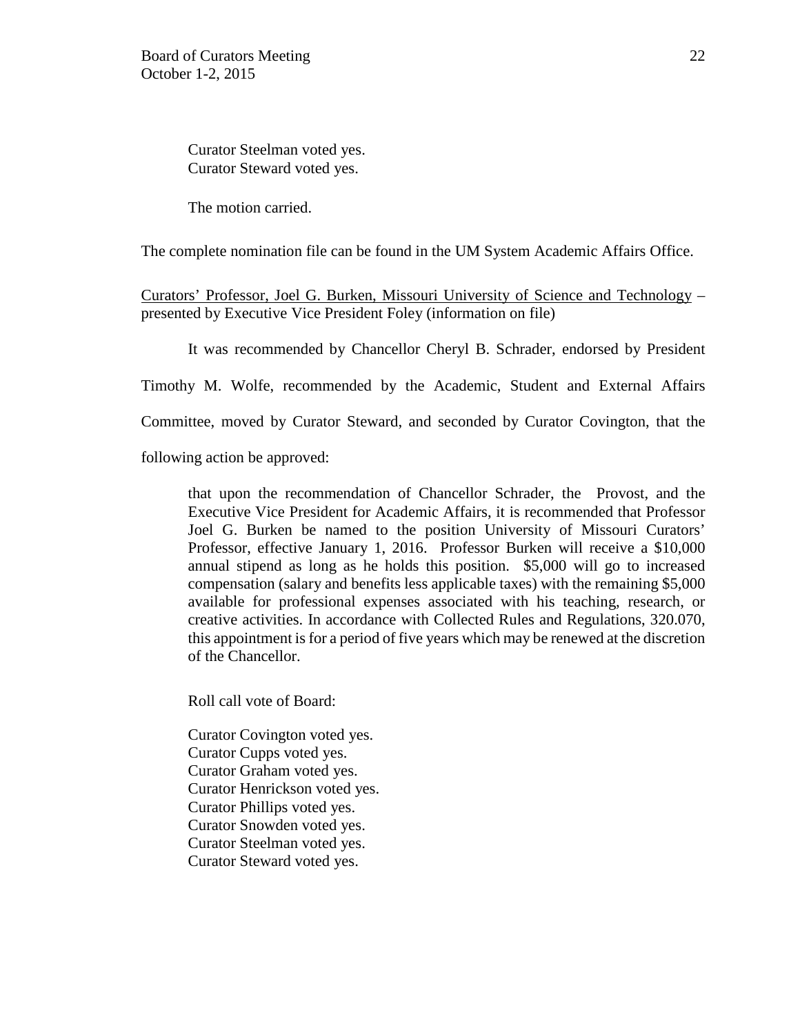Curator Steelman voted yes.
Curator Steward voted yes.

The motion carried.

The complete nomination file can be found in the UM System Academic Affairs Office.

Curators' Professor, Joel G. Burken, Missouri University of Science and Technology – presented by Executive Vice President Foley (information on file)

It was recommended by Chancellor Cheryl B. Schrader, endorsed by President Timothy M. Wolfe, recommended by the Academic, Student and External Affairs Committee, moved by Curator Steward, and seconded by Curator Covington, that the following action be approved:

> that upon the recommendation of Chancellor Schrader, the Provost, and the Executive Vice President for Academic Affairs, it is recommended that Professor Joel G. Burken be named to the position University of Missouri Curators' Professor, effective January 1, 2016. Professor Burken will receive a $10,000 annual stipend as long as he holds this position. $5,000 will go to increased compensation (salary and benefits less applicable taxes) with the remaining $5,000 available for professional expenses associated with his teaching, research, or creative activities. In accordance with Collected Rules and Regulations, 320.070, this appointment is for a period of five years which may be renewed at the discretion of the Chancellor.

Roll call vote of Board:

Curator Covington voted yes.
Curator Cupps voted yes.
Curator Graham voted yes.
Curator Henrickson voted yes.
Curator Phillips voted yes.
Curator Snowden voted yes.
Curator Steelman voted yes.
Curator Steward voted yes.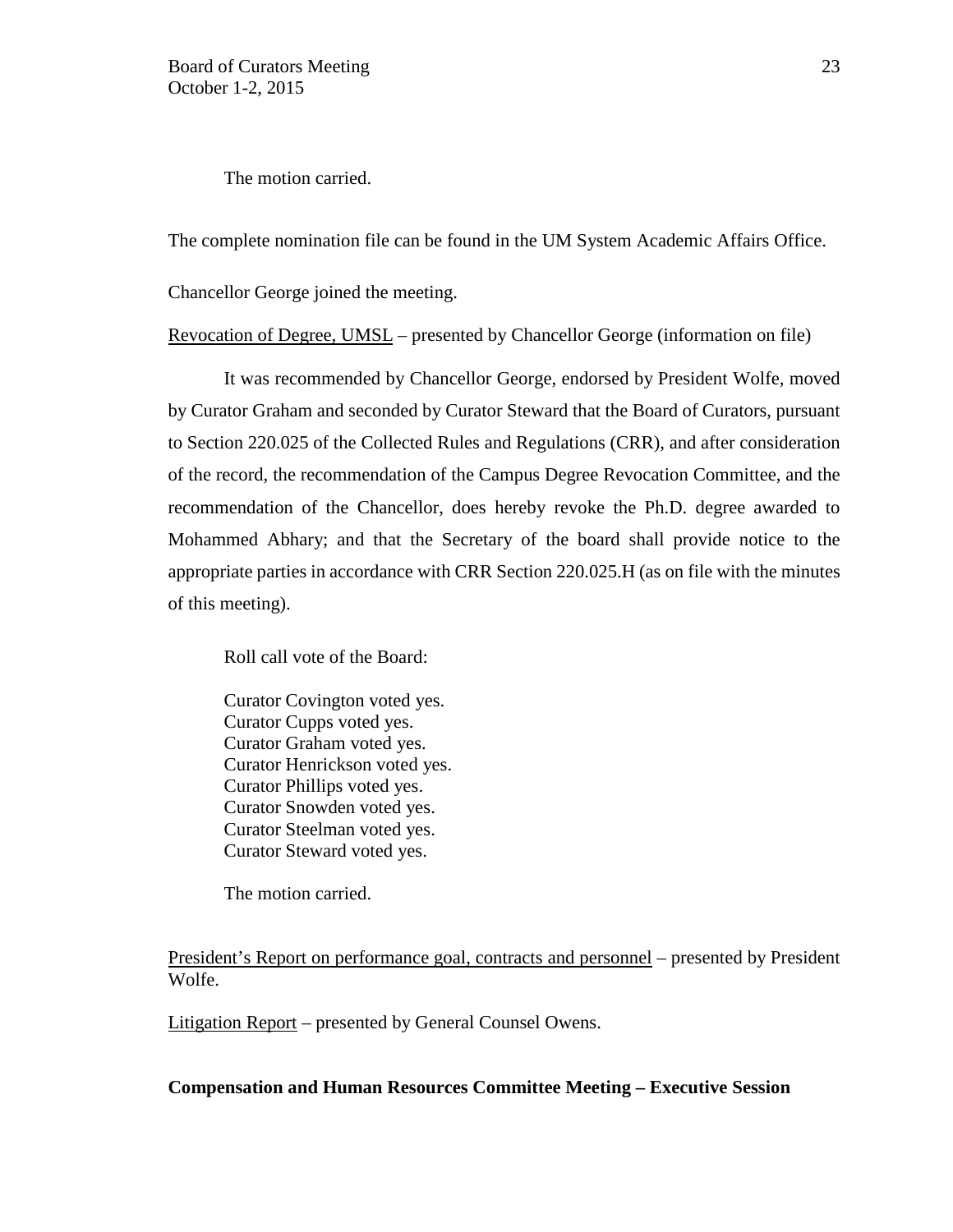The motion carried.

The complete nomination file can be found in the UM System Academic Affairs Office.

Chancellor George joined the meeting.

Revocation of Degree, UMSL – presented by Chancellor George (information on file)

It was recommended by Chancellor George, endorsed by President Wolfe, moved by Curator Graham and seconded by Curator Steward that the Board of Curators, pursuant to Section 220.025 of the Collected Rules and Regulations (CRR), and after consideration of the record, the recommendation of the Campus Degree Revocation Committee, and the recommendation of the Chancellor, does hereby revoke the Ph.D. degree awarded to Mohammed Abhary; and that the Secretary of the board shall provide notice to the appropriate parties in accordance with CRR Section 220.025.H (as on file with the minutes of this meeting).

Roll call vote of the Board:

Curator Covington voted yes.
Curator Cupps voted yes.
Curator Graham voted yes.
Curator Henrickson voted yes.
Curator Phillips voted yes.
Curator Snowden voted yes.
Curator Steelman voted yes.
Curator Steward voted yes.

The motion carried.

President's Report on performance goal, contracts and personnel – presented by President Wolfe.

Litigation Report – presented by General Counsel Owens.

**Compensation and Human Resources Committee Meeting – Executive Session**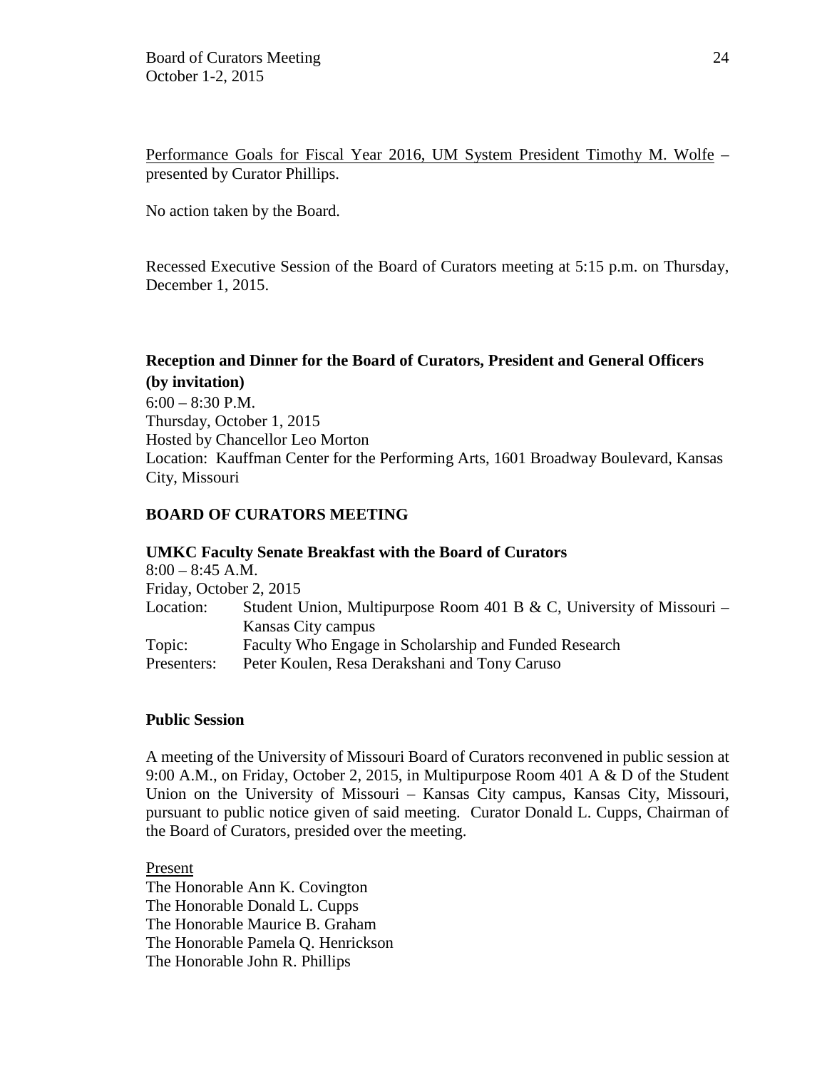Performance Goals for Fiscal Year 2016, UM System President Timothy M. Wolfe – presented by Curator Phillips.

No action taken by the Board.

Recessed Executive Session of the Board of Curators meeting at 5:15 p.m. on Thursday, December 1, 2015.

**Reception and Dinner for the Board of Curators, President and General Officers (by invitation)**
6:00 – 8:30 P.M.
Thursday, October 1, 2015
Hosted by Chancellor Leo Morton
Location: Kauffman Center for the Performing Arts, 1601 Broadway Boulevard, Kansas City, Missouri

**BOARD OF CURATORS MEETING**

**UMKC Faculty Senate Breakfast with the Board of Curators**
8:00 – 8:45 A.M.
Friday, October 2, 2015

| | |
|---|---|
| Location: | Student Union, Multipurpose Room 401 B & C, University of Missouri – Kansas City campus |
| Topic: | Faculty Who Engage in Scholarship and Funded Research |
| Presenters: | Peter Koulen, Resa Derakshani and Tony Caruso |

**Public Session**

A meeting of the University of Missouri Board of Curators reconvened in public session at 9:00 A.M., on Friday, October 2, 2015, in Multipurpose Room 401 A & D of the Student Union on the University of Missouri – Kansas City campus, Kansas City, Missouri, pursuant to public notice given of said meeting. Curator Donald L. Cupps, Chairman of the Board of Curators, presided over the meeting.

Present
The Honorable Ann K. Covington
The Honorable Donald L. Cupps
The Honorable Maurice B. Graham
The Honorable Pamela Q. Henrickson
The Honorable John R. Phillips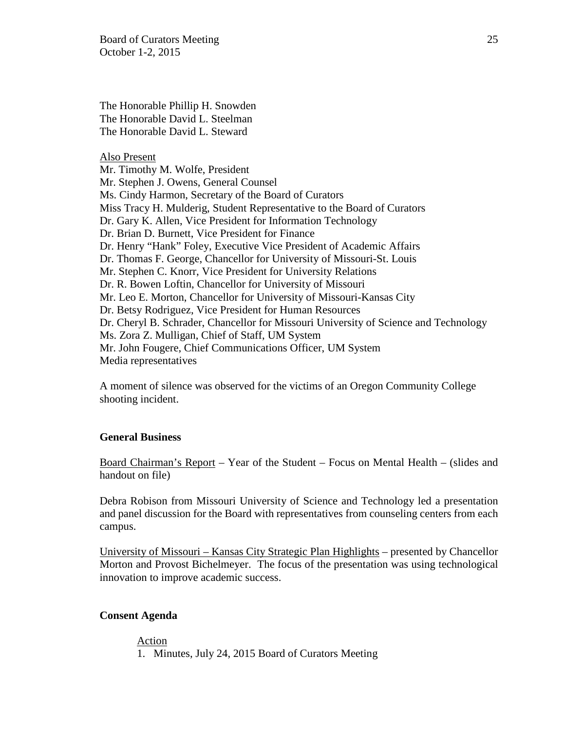The Honorable Phillip H. Snowden
The Honorable David L. Steelman
The Honorable David L. Steward

Also Present
Mr. Timothy M. Wolfe, President
Mr. Stephen J. Owens, General Counsel
Ms. Cindy Harmon, Secretary of the Board of Curators
Miss Tracy H. Mulderig, Student Representative to the Board of Curators
Dr. Gary K. Allen, Vice President for Information Technology
Dr. Brian D. Burnett, Vice President for Finance
Dr. Henry "Hank" Foley, Executive Vice President of Academic Affairs
Dr. Thomas F. George, Chancellor for University of Missouri-St. Louis
Mr. Stephen C. Knorr, Vice President for University Relations
Dr. R. Bowen Loftin, Chancellor for University of Missouri
Mr. Leo E. Morton, Chancellor for University of Missouri-Kansas City
Dr. Betsy Rodriguez, Vice President for Human Resources
Dr. Cheryl B. Schrader, Chancellor for Missouri University of Science and Technology
Ms. Zora Z. Mulligan, Chief of Staff, UM System
Mr. John Fougere, Chief Communications Officer, UM System
Media representatives

A moment of silence was observed for the victims of an Oregon Community College shooting incident.

**General Business**

Board Chairman's Report – Year of the Student – Focus on Mental Health – (slides and handout on file)

Debra Robison from Missouri University of Science and Technology led a presentation and panel discussion for the Board with representatives from counseling centers from each campus.

University of Missouri – Kansas City Strategic Plan Highlights – presented by Chancellor Morton and Provost Bichelmeyer. The focus of the presentation was using technological innovation to improve academic success.

**Consent Agenda**

Action

1. Minutes, July 24, 2015 Board of Curators Meeting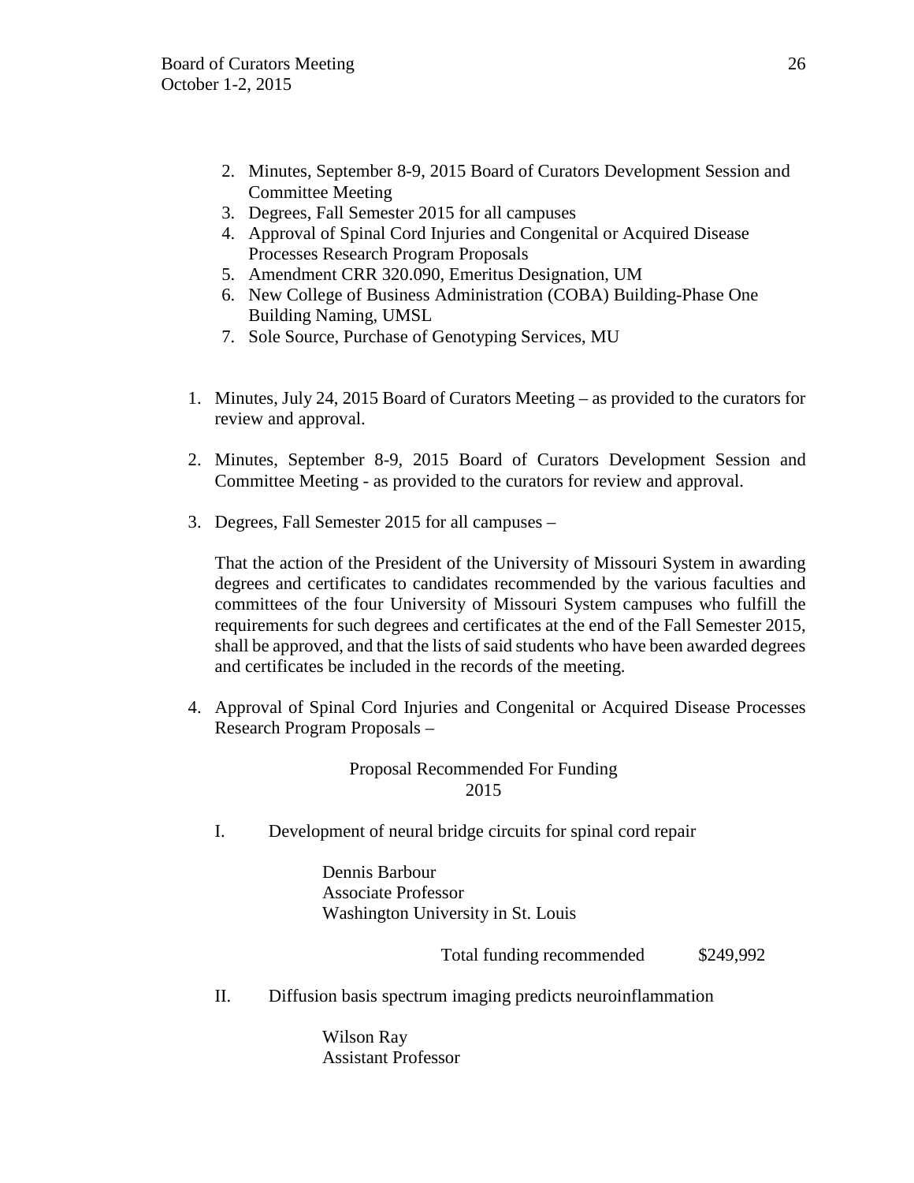2. Minutes, September 8-9, 2015 Board of Curators Development Session and Committee Meeting
3. Degrees, Fall Semester 2015 for all campuses
4. Approval of Spinal Cord Injuries and Congenital or Acquired Disease Processes Research Program Proposals
5. Amendment CRR 320.090, Emeritus Designation, UM
6. New College of Business Administration (COBA) Building-Phase One Building Naming, UMSL
7. Sole Source, Purchase of Genotyping Services, MU

1. Minutes, July 24, 2015 Board of Curators Meeting – as provided to the curators for review and approval.

2. Minutes, September 8-9, 2015 Board of Curators Development Session and Committee Meeting - as provided to the curators for review and approval.

3. Degrees, Fall Semester 2015 for all campuses –

   That the action of the President of the University of Missouri System in awarding degrees and certificates to candidates recommended by the various faculties and committees of the four University of Missouri System campuses who fulfill the requirements for such degrees and certificates at the end of the Fall Semester 2015, shall be approved, and that the lists of said students who have been awarded degrees and certificates be included in the records of the meeting.

4. Approval of Spinal Cord Injuries and Congenital or Acquired Disease Processes Research Program Proposals –

Proposal Recommended For Funding
2015

I. Development of neural bridge circuits for spinal cord repair

Dennis Barbour
Associate Professor
Washington University in St. Louis

Total funding recommended $249,992

II. Diffusion basis spectrum imaging predicts neuroinflammation

Wilson Ray
Assistant Professor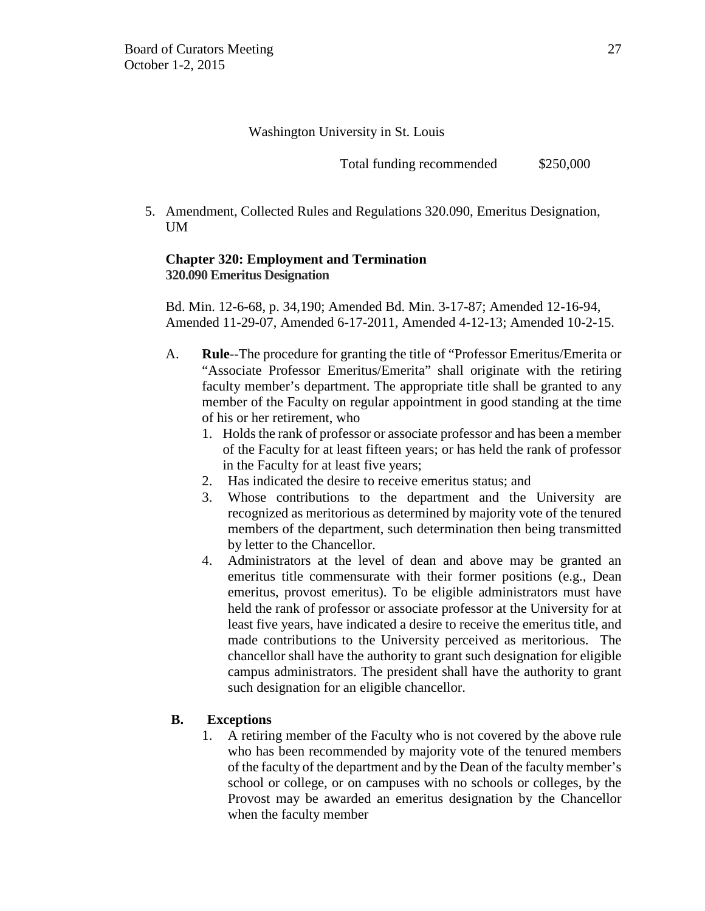Washington University in St. Louis

Total funding recommended $250,000

5. Amendment, Collected Rules and Regulations 320.090, Emeritus Designation, UM

**Chapter 320: Employment and Termination**
**320.090 Emeritus Designation**

Bd. Min. 12-6-68, p. 34,190; Amended Bd. Min. 3-17-87; Amended 12-16-94, Amended 11-29-07, Amended 6-17-2011, Amended 4-12-13; Amended 10-2-15.

A. **Rule**--The procedure for granting the title of "Professor Emeritus/Emerita or "Associate Professor Emeritus/Emerita" shall originate with the retiring faculty member's department. The appropriate title shall be granted to any member of the Faculty on regular appointment in good standing at the time of his or her retirement, who
   1. Holds the rank of professor or associate professor and has been a member of the Faculty for at least fifteen years; or has held the rank of professor in the Faculty for at least five years;
   2. Has indicated the desire to receive emeritus status; and
   3. Whose contributions to the department and the University are recognized as meritorious as determined by majority vote of the tenured members of the department, such determination then being transmitted by letter to the Chancellor.
   4. Administrators at the level of dean and above may be granted an emeritus title commensurate with their former positions (e.g., Dean emeritus, provost emeritus). To be eligible administrators must have held the rank of professor or associate professor at the University for at least five years, have indicated a desire to receive the emeritus title, and made contributions to the University perceived as meritorious. The chancellor shall have the authority to grant such designation for eligible campus administrators. The president shall have the authority to grant such designation for an eligible chancellor.

**B. Exceptions**
   1. A retiring member of the Faculty who is not covered by the above rule who has been recommended by majority vote of the tenured members of the faculty of the department and by the Dean of the faculty member's school or college, or on campuses with no schools or colleges, by the Provost may be awarded an emeritus designation by the Chancellor when the faculty member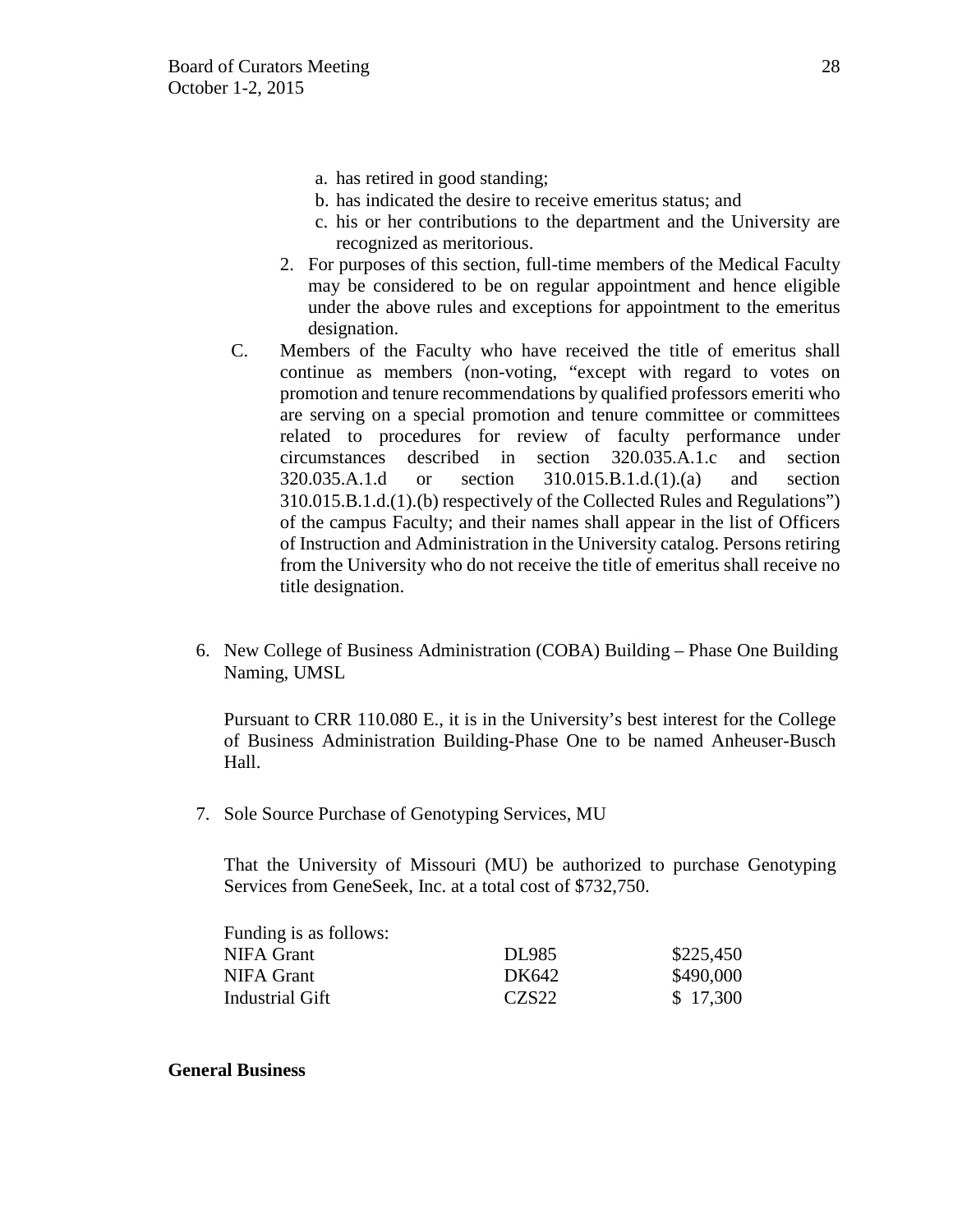a. has retired in good standing;
   b. has indicated the desire to receive emeritus status; and
   c. his or her contributions to the department and the University are recognized as meritorious.
2. For purposes of this section, full-time members of the Medical Faculty may be considered to be on regular appointment and hence eligible under the above rules and exceptions for appointment to the emeritus designation.

C. Members of the Faculty who have received the title of emeritus shall continue as members (non-voting, "except with regard to votes on promotion and tenure recommendations by qualified professors emeriti who are serving on a special promotion and tenure committee or committees related to procedures for review of faculty performance under circumstances described in section 320.035.A.1.c and section 320.035.A.1.d or section 310.015.B.1.d.(1).(a) and section 310.015.B.1.d.(1).(b) respectively of the Collected Rules and Regulations") of the campus Faculty; and their names shall appear in the list of Officers of Instruction and Administration in the University catalog. Persons retiring from the University who do not receive the title of emeritus shall receive no title designation.

6. New College of Business Administration (COBA) Building – Phase One Building Naming, UMSL

   Pursuant to CRR 110.080 E., it is in the University's best interest for the College of Business Administration Building-Phase One to be named Anheuser-Busch Hall.

7. Sole Source Purchase of Genotyping Services, MU

   That the University of Missouri (MU) be authorized to purchase Genotyping Services from GeneSeek, Inc. at a total cost of $732,750.

   Funding is as follows:

| | | |
|---|---|---|
| NIFA Grant | DL985 | $225,450 |
| NIFA Grant | DK642 | $490,000 |
| Industrial Gift | CZS22 | $ 17,300 |

**General Business**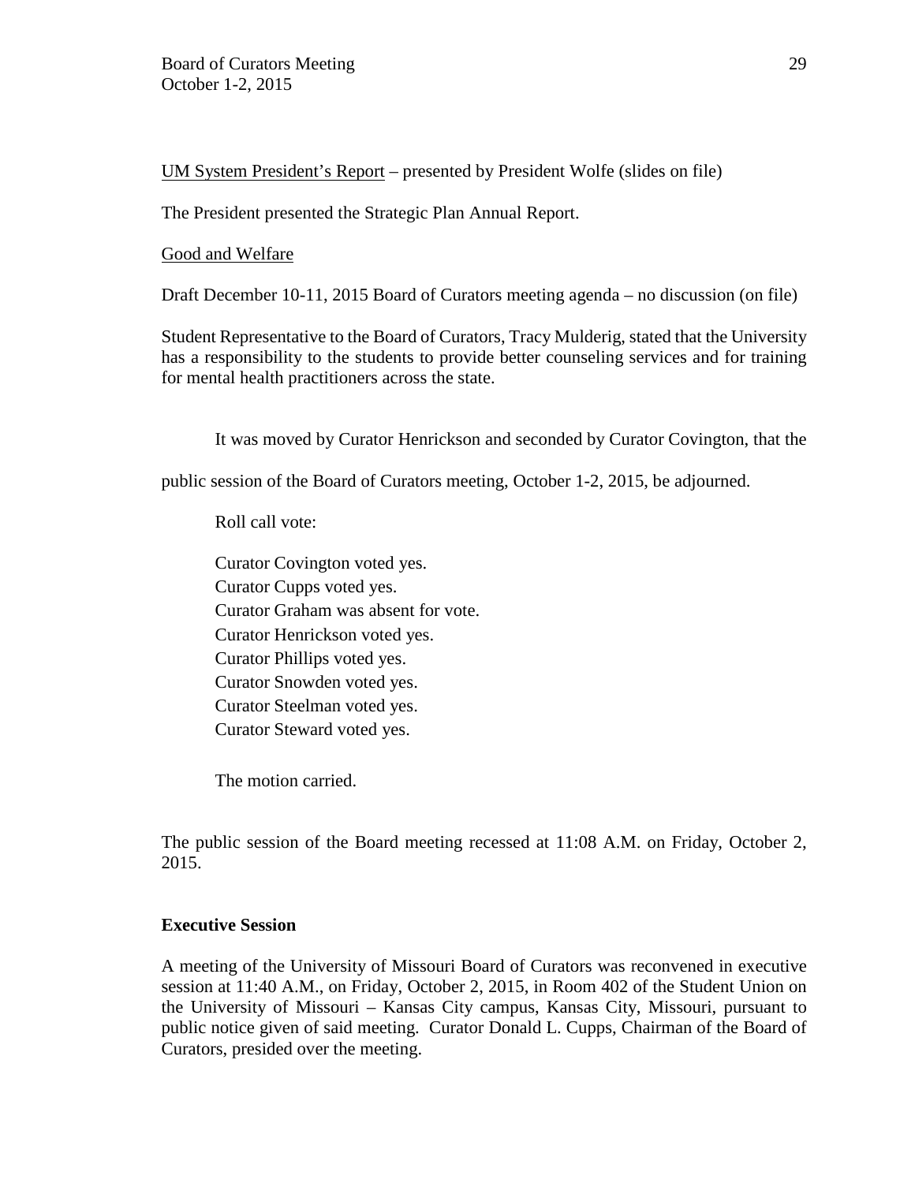UM System President's Report – presented by President Wolfe (slides on file)

The President presented the Strategic Plan Annual Report.

Good and Welfare

Draft December 10-11, 2015 Board of Curators meeting agenda – no discussion (on file)

Student Representative to the Board of Curators, Tracy Mulderig, stated that the University has a responsibility to the students to provide better counseling services and for training for mental health practitioners across the state.

It was moved by Curator Henrickson and seconded by Curator Covington, that the public session of the Board of Curators meeting, October 1-2, 2015, be adjourned.

Roll call vote:

Curator Covington voted yes.
Curator Cupps voted yes.
Curator Graham was absent for vote.
Curator Henrickson voted yes.
Curator Phillips voted yes.
Curator Snowden voted yes.
Curator Steelman voted yes.
Curator Steward voted yes.

The motion carried.

The public session of the Board meeting recessed at 11:08 A.M. on Friday, October 2, 2015.

**Executive Session**

A meeting of the University of Missouri Board of Curators was reconvened in executive session at 11:40 A.M., on Friday, October 2, 2015, in Room 402 of the Student Union on the University of Missouri – Kansas City campus, Kansas City, Missouri, pursuant to public notice given of said meeting. Curator Donald L. Cupps, Chairman of the Board of Curators, presided over the meeting.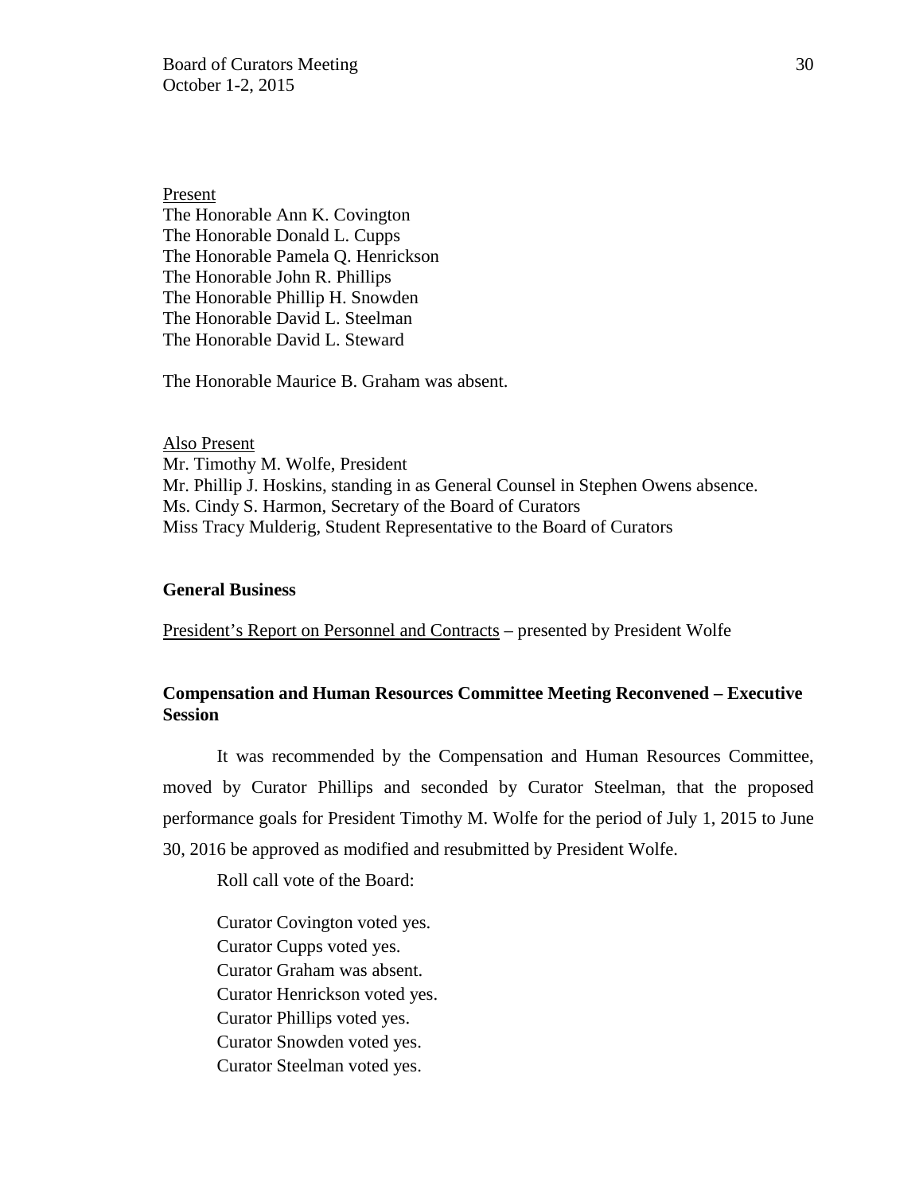Present
The Honorable Ann K. Covington
The Honorable Donald L. Cupps
The Honorable Pamela Q. Henrickson
The Honorable John R. Phillips
The Honorable Phillip H. Snowden
The Honorable David L. Steelman
The Honorable David L. Steward

The Honorable Maurice B. Graham was absent.

Also Present
Mr. Timothy M. Wolfe, President
Mr. Phillip J. Hoskins, standing in as General Counsel in Stephen Owens absence.
Ms. Cindy S. Harmon, Secretary of the Board of Curators
Miss Tracy Mulderig, Student Representative to the Board of Curators

**General Business**

President's Report on Personnel and Contracts – presented by President Wolfe

**Compensation and Human Resources Committee Meeting Reconvened – Executive Session**

It was recommended by the Compensation and Human Resources Committee, moved by Curator Phillips and seconded by Curator Steelman, that the proposed performance goals for President Timothy M. Wolfe for the period of July 1, 2015 to June 30, 2016 be approved as modified and resubmitted by President Wolfe.

Roll call vote of the Board:

Curator Covington voted yes.
Curator Cupps voted yes.
Curator Graham was absent.
Curator Henrickson voted yes.
Curator Phillips voted yes.
Curator Snowden voted yes.
Curator Steelman voted yes.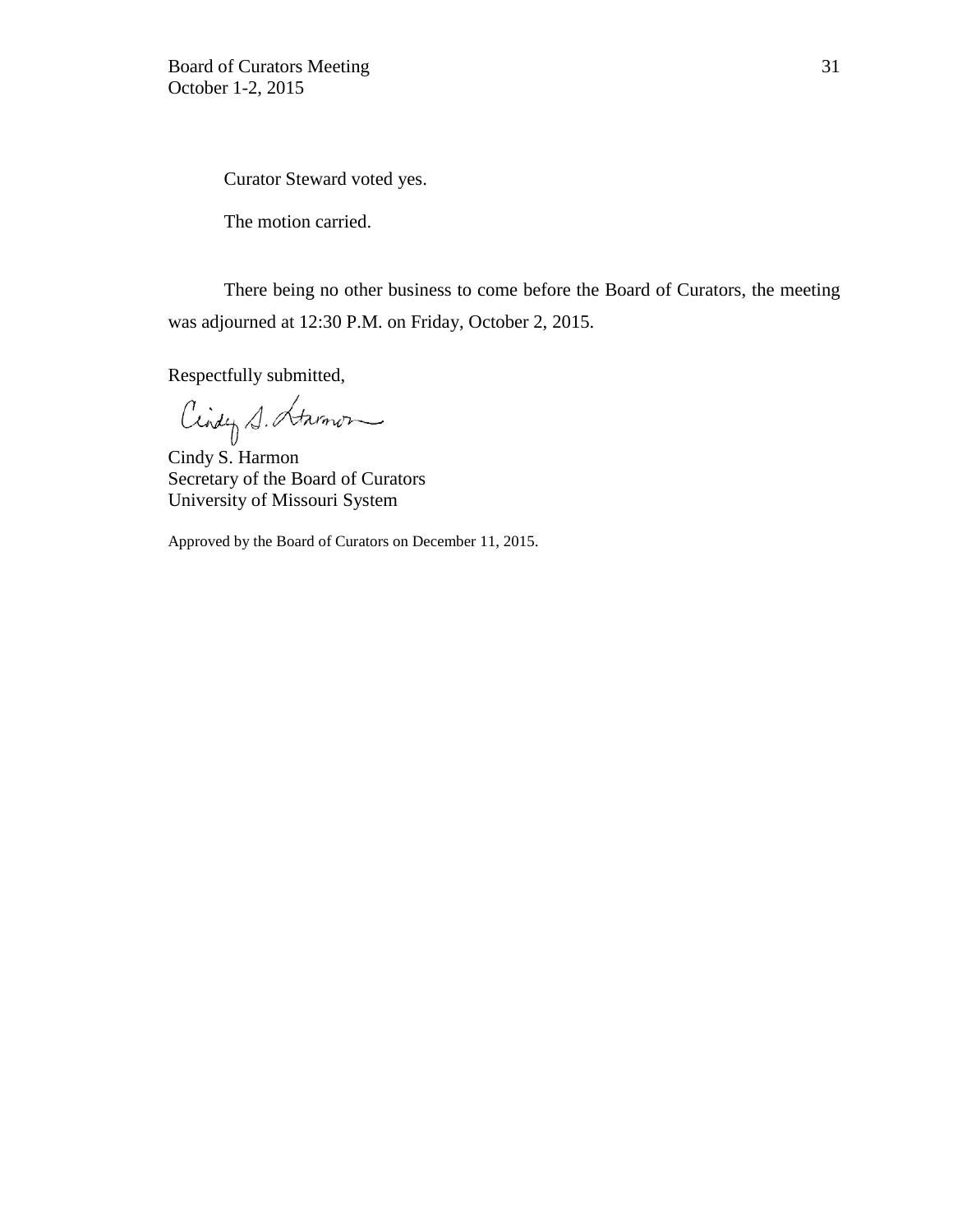Curator Steward voted yes.

The motion carried.

There being no other business to come before the Board of Curators, the meeting was adjourned at 12:30 P.M. on Friday, October 2, 2015.

Respectfully submitted,

Cindy S. Harmon

Cindy S. Harmon
Secretary of the Board of Curators
University of Missouri System

Approved by the Board of Curators on December 11, 2015.